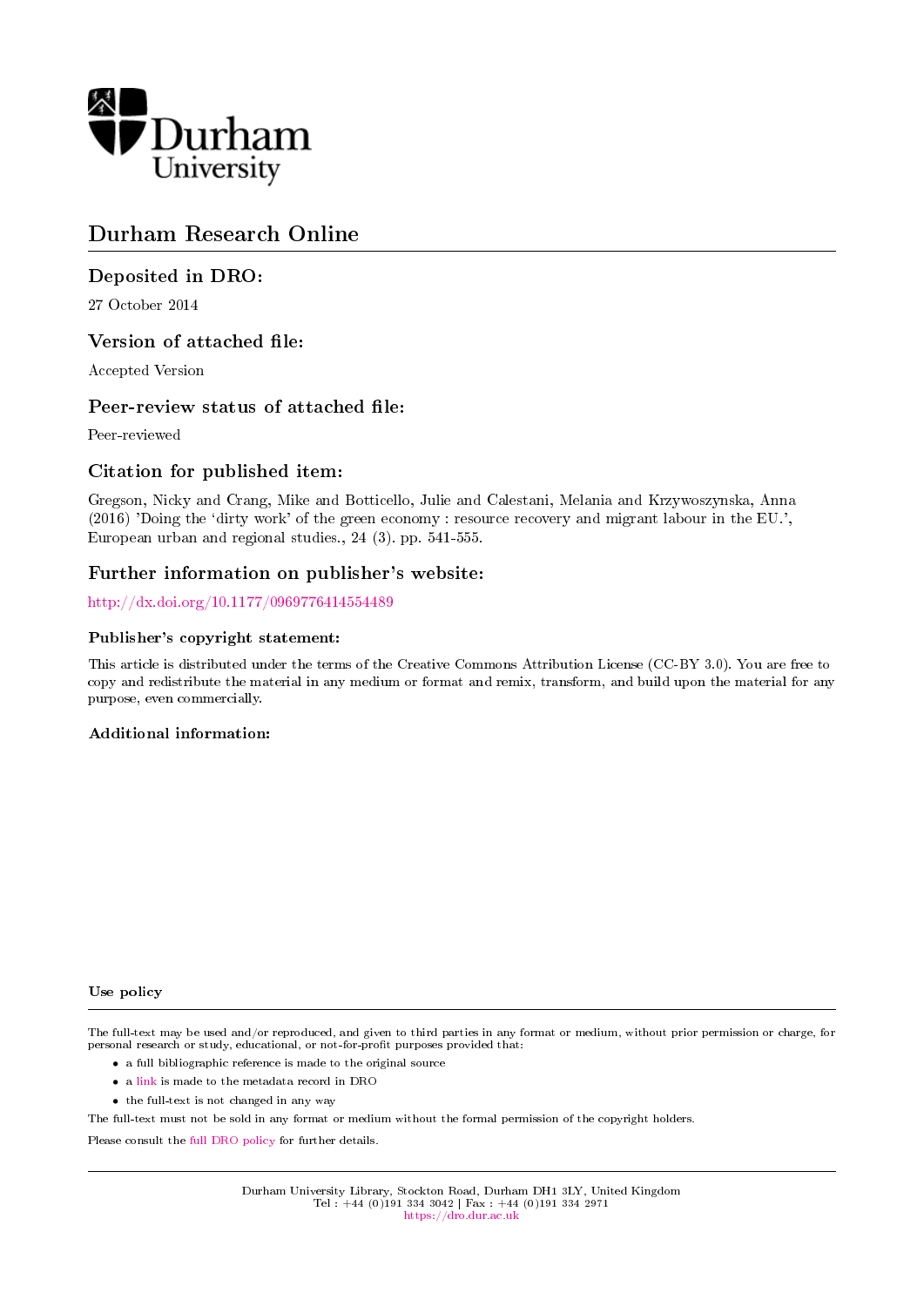Durham University

# Durham Research Online

## Deposited in DRO:

27 October 2014

## Version of attached file:

Accepted Version

## Peer-review status of attached file:

Peer-reviewed

## Citation for published item:

Gregson, Nicky and Crang, Mike and Botticello, Julie and Calestani, Melania and Krzywoszynska, Anna (2016) 'Doing the 'dirty work' of the green economy : resource recovery and migrant labour in the EU.', European urban and regional studies., 24 (3). pp. 541-555.

## Further information on publisher's website:

http://dx.doi.org/10.1177/0969776414554489

### Publisher's copyright statement:

This article is distributed under the terms of the Creative Commons Attribution License (CC-BY 3.0). You are free to copy and redistribute the material in any medium or format and remix, transform, and build upon the material for any purpose, even commercially.

### Additional information:

### Use policy

The full-text may be used and/or reproduced, and given to third parties in any format or medium, without prior permission or charge, for personal research or study, educational, or not-for-profit purposes provided that:

- a full bibliographic reference is made to the original source
- a link is made to the metadata record in DRO
- the full-text is not changed in any way

The full-text must not be sold in any format or medium without the formal permission of the copyright holders.

Please consult the full DRO policy for further details.

Durham University Library, Stockton Road, Durham DH1 3LY, United Kingdom
Tel : +44 (0)191 334 3042 | Fax : +44 (0)191 334 2971
https://dro.dur.ac.uk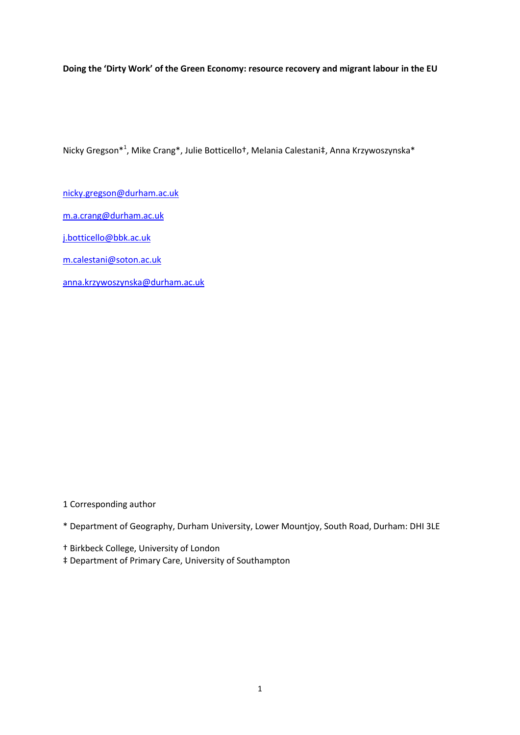**Doing the 'Dirty Work' of the Green Economy: resource recovery and migrant labour in the EU**

Nicky Gregson*[1], Mike Crang*, Julie Botticello†, Melania Calestani‡, Anna Krzywoszynska*

nicky.gregson@durham.ac.uk

m.a.crang@durham.ac.uk

j.botticello@bbk.ac.uk

m.calestani@soton.ac.uk

anna.krzywoszynska@durham.ac.uk

1 Corresponding author

* Department of Geography, Durham University, Lower Mountjoy, South Road, Durham: DHI 3LE

† Birkbeck College, University of London

‡ Department of Primary Care, University of Southampton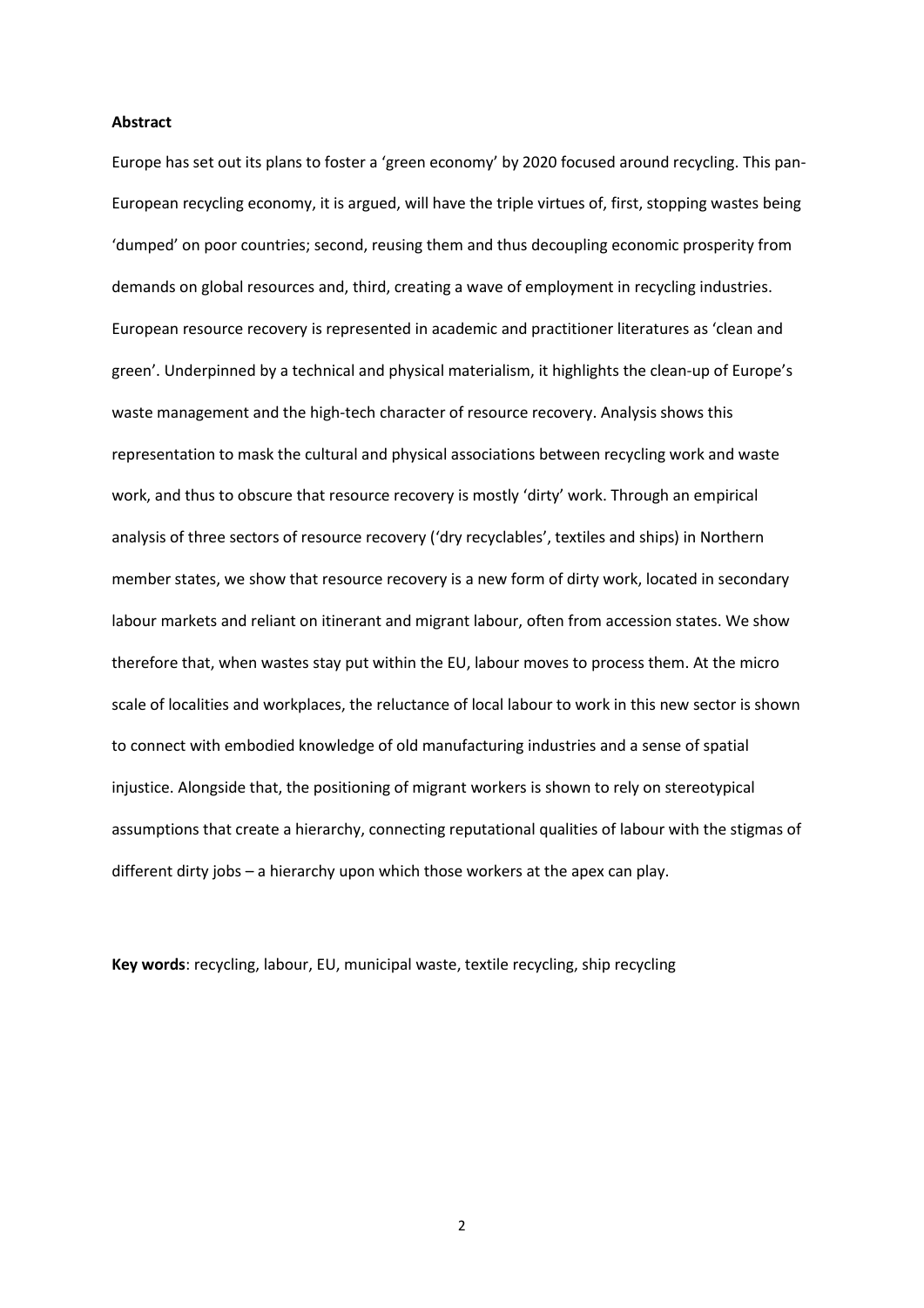**Abstract**

Europe has set out its plans to foster a 'green economy' by 2020 focused around recycling. This pan-European recycling economy, it is argued, will have the triple virtues of, first, stopping wastes being 'dumped' on poor countries; second, reusing them and thus decoupling economic prosperity from demands on global resources and, third, creating a wave of employment in recycling industries. European resource recovery is represented in academic and practitioner literatures as 'clean and green'. Underpinned by a technical and physical materialism, it highlights the clean-up of Europe's waste management and the high-tech character of resource recovery. Analysis shows this representation to mask the cultural and physical associations between recycling work and waste work, and thus to obscure that resource recovery is mostly 'dirty' work. Through an empirical analysis of three sectors of resource recovery ('dry recyclables', textiles and ships) in Northern member states, we show that resource recovery is a new form of dirty work, located in secondary labour markets and reliant on itinerant and migrant labour, often from accession states. We show therefore that, when wastes stay put within the EU, labour moves to process them. At the micro scale of localities and workplaces, the reluctance of local labour to work in this new sector is shown to connect with embodied knowledge of old manufacturing industries and a sense of spatial injustice. Alongside that, the positioning of migrant workers is shown to rely on stereotypical assumptions that create a hierarchy, connecting reputational qualities of labour with the stigmas of different dirty jobs – a hierarchy upon which those workers at the apex can play.

**Key words**: recycling, labour, EU, municipal waste, textile recycling, ship recycling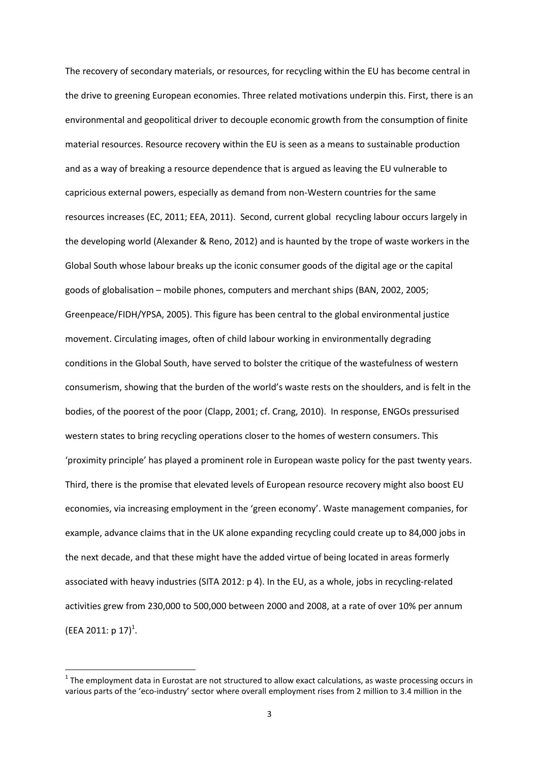The recovery of secondary materials, or resources, for recycling within the EU has become central in the drive to greening European economies. Three related motivations underpin this. First, there is an environmental and geopolitical driver to decouple economic growth from the consumption of finite material resources. Resource recovery within the EU is seen as a means to sustainable production and as a way of breaking a resource dependence that is argued as leaving the EU vulnerable to capricious external powers, especially as demand from non-Western countries for the same resources increases (EC, 2011; EEA, 2011). Second, current global recycling labour occurs largely in the developing world (Alexander & Reno, 2012) and is haunted by the trope of waste workers in the Global South whose labour breaks up the iconic consumer goods of the digital age or the capital goods of globalisation – mobile phones, computers and merchant ships (BAN, 2002, 2005; Greenpeace/FIDH/YPSA, 2005). This figure has been central to the global environmental justice movement. Circulating images, often of child labour working in environmentally degrading conditions in the Global South, have served to bolster the critique of the wastefulness of western consumerism, showing that the burden of the world's waste rests on the shoulders, and is felt in the bodies, of the poorest of the poor (Clapp, 2001; cf. Crang, 2010). In response, ENGOs pressurised western states to bring recycling operations closer to the homes of western consumers. This 'proximity principle' has played a prominent role in European waste policy for the past twenty years. Third, there is the promise that elevated levels of European resource recovery might also boost EU economies, via increasing employment in the 'green economy'. Waste management companies, for example, advance claims that in the UK alone expanding recycling could create up to 84,000 jobs in the next decade, and that these might have the added virtue of being located in areas formerly associated with heavy industries (SITA 2012: p 4). In the EU, as a whole, jobs in recycling-related activities grew from 230,000 to 500,000 between 2000 and 2008, at a rate of over 10% per annum (EEA 2011: p 17)[1].

[1] The employment data in Eurostat are not structured to allow exact calculations, as waste processing occurs in various parts of the 'eco-industry' sector where overall employment rises from 2 million to 3.4 million in the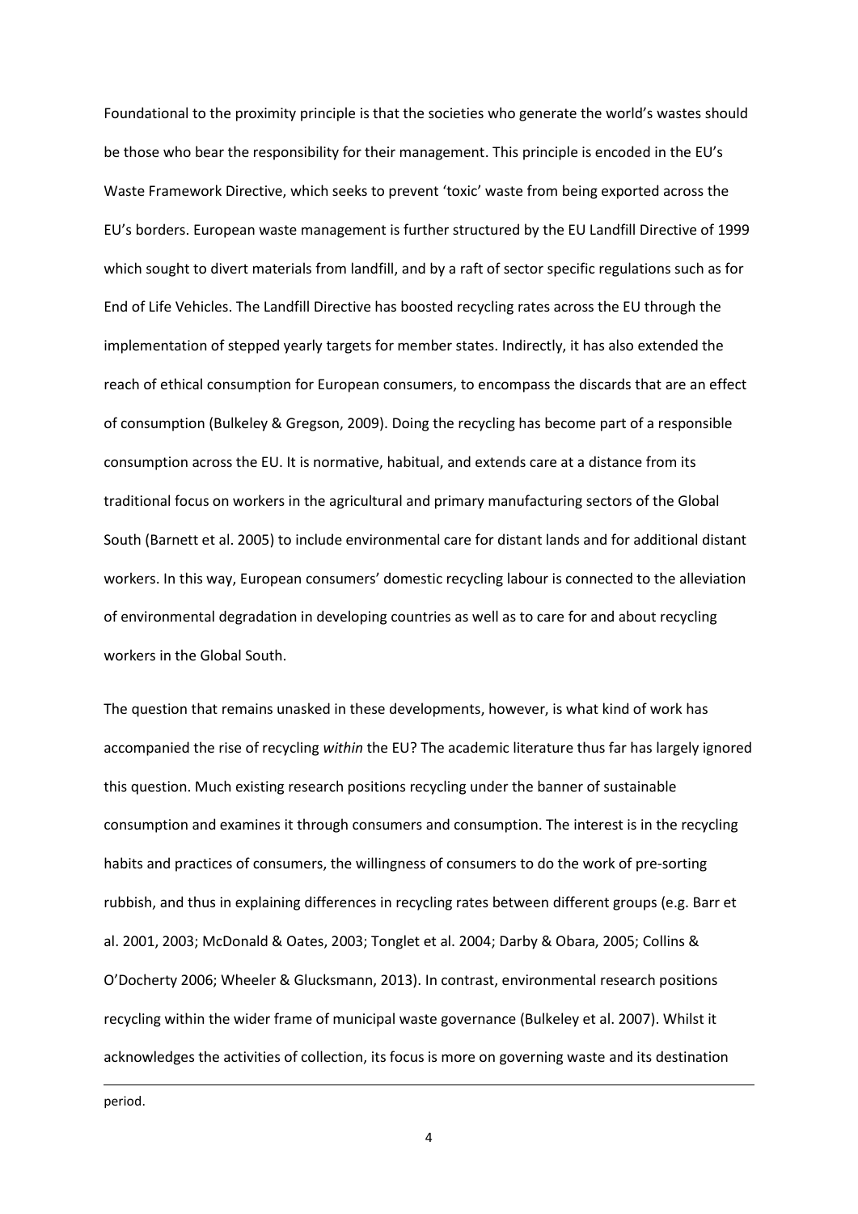Foundational to the proximity principle is that the societies who generate the world's wastes should be those who bear the responsibility for their management. This principle is encoded in the EU's Waste Framework Directive, which seeks to prevent 'toxic' waste from being exported across the EU's borders. European waste management is further structured by the EU Landfill Directive of 1999 which sought to divert materials from landfill, and by a raft of sector specific regulations such as for End of Life Vehicles. The Landfill Directive has boosted recycling rates across the EU through the implementation of stepped yearly targets for member states. Indirectly, it has also extended the reach of ethical consumption for European consumers, to encompass the discards that are an effect of consumption (Bulkeley & Gregson, 2009). Doing the recycling has become part of a responsible consumption across the EU. It is normative, habitual, and extends care at a distance from its traditional focus on workers in the agricultural and primary manufacturing sectors of the Global South (Barnett et al. 2005) to include environmental care for distant lands and for additional distant workers. In this way, European consumers' domestic recycling labour is connected to the alleviation of environmental degradation in developing countries as well as to care for and about recycling workers in the Global South.

The question that remains unasked in these developments, however, is what kind of work has accompanied the rise of recycling *within* the EU? The academic literature thus far has largely ignored this question. Much existing research positions recycling under the banner of sustainable consumption and examines it through consumers and consumption. The interest is in the recycling habits and practices of consumers, the willingness of consumers to do the work of pre-sorting rubbish, and thus in explaining differences in recycling rates between different groups (e.g. Barr et al. 2001, 2003; McDonald & Oates, 2003; Tonglet et al. 2004; Darby & Obara, 2005; Collins & O'Docherty 2006; Wheeler & Glucksmann, 2013). In contrast, environmental research positions recycling within the wider frame of municipal waste governance (Bulkeley et al. 2007). Whilst it acknowledges the activities of collection, its focus is more on governing waste and its destination

period.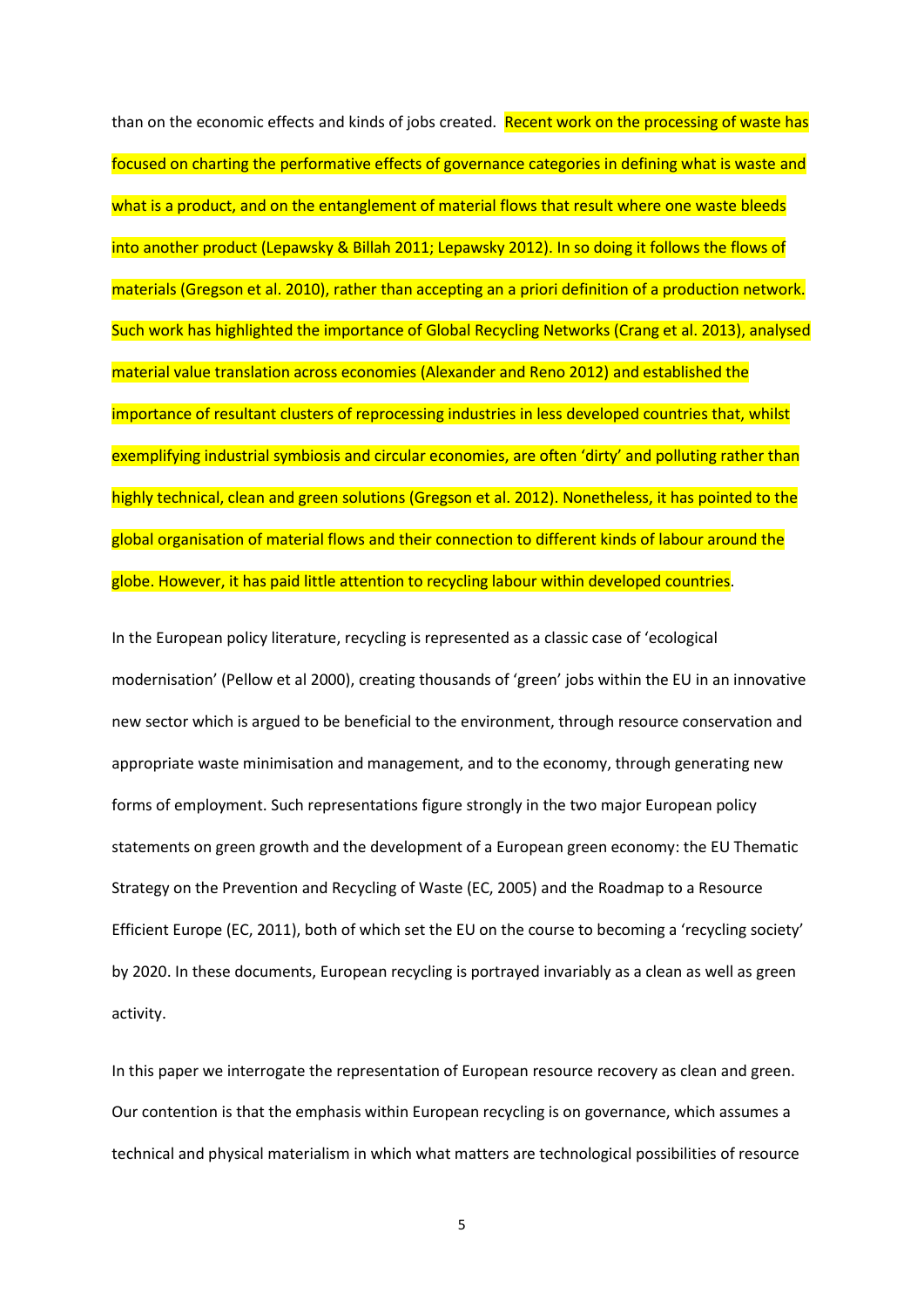than on the economic effects and kinds of jobs created. Recent work on the processing of waste has focused on charting the performative effects of governance categories in defining what is waste and what is a product, and on the entanglement of material flows that result where one waste bleeds into another product (Lepawsky & Billah 2011; Lepawsky 2012). In so doing it follows the flows of materials (Gregson et al. 2010), rather than accepting an a priori definition of a production network. Such work has highlighted the importance of Global Recycling Networks (Crang et al. 2013), analysed material value translation across economies (Alexander and Reno 2012) and established the importance of resultant clusters of reprocessing industries in less developed countries that, whilst exemplifying industrial symbiosis and circular economies, are often 'dirty' and polluting rather than highly technical, clean and green solutions (Gregson et al. 2012). Nonetheless, it has pointed to the global organisation of material flows and their connection to different kinds of labour around the globe. However, it has paid little attention to recycling labour within developed countries.

In the European policy literature, recycling is represented as a classic case of 'ecological modernisation' (Pellow et al 2000), creating thousands of 'green' jobs within the EU in an innovative new sector which is argued to be beneficial to the environment, through resource conservation and appropriate waste minimisation and management, and to the economy, through generating new forms of employment. Such representations figure strongly in the two major European policy statements on green growth and the development of a European green economy: the EU Thematic Strategy on the Prevention and Recycling of Waste (EC, 2005) and the Roadmap to a Resource Efficient Europe (EC, 2011), both of which set the EU on the course to becoming a 'recycling society' by 2020. In these documents, European recycling is portrayed invariably as a clean as well as green activity.

In this paper we interrogate the representation of European resource recovery as clean and green. Our contention is that the emphasis within European recycling is on governance, which assumes a technical and physical materialism in which what matters are technological possibilities of resource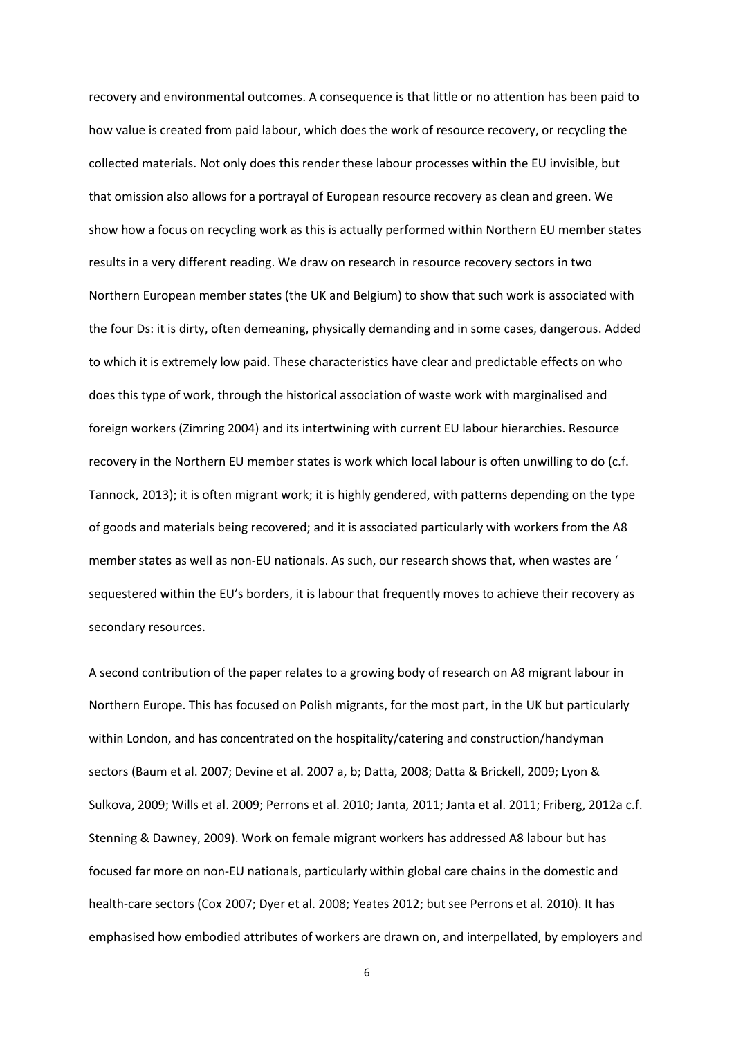recovery and environmental outcomes. A consequence is that little or no attention has been paid to how value is created from paid labour, which does the work of resource recovery, or recycling the collected materials. Not only does this render these labour processes within the EU invisible, but that omission also allows for a portrayal of European resource recovery as clean and green. We show how a focus on recycling work as this is actually performed within Northern EU member states results in a very different reading. We draw on research in resource recovery sectors in two Northern European member states (the UK and Belgium) to show that such work is associated with the four Ds: it is dirty, often demeaning, physically demanding and in some cases, dangerous. Added to which it is extremely low paid. These characteristics have clear and predictable effects on who does this type of work, through the historical association of waste work with marginalised and foreign workers (Zimring 2004) and its intertwining with current EU labour hierarchies. Resource recovery in the Northern EU member states is work which local labour is often unwilling to do (c.f. Tannock, 2013); it is often migrant work; it is highly gendered, with patterns depending on the type of goods and materials being recovered; and it is associated particularly with workers from the A8 member states as well as non-EU nationals. As such, our research shows that, when wastes are ' sequestered within the EU's borders, it is labour that frequently moves to achieve their recovery as secondary resources.

A second contribution of the paper relates to a growing body of research on A8 migrant labour in Northern Europe. This has focused on Polish migrants, for the most part, in the UK but particularly within London, and has concentrated on the hospitality/catering and construction/handyman sectors (Baum et al. 2007; Devine et al. 2007 a, b; Datta, 2008; Datta & Brickell, 2009; Lyon & Sulkova, 2009; Wills et al. 2009; Perrons et al. 2010; Janta, 2011; Janta et al. 2011; Friberg, 2012a c.f. Stenning & Dawney, 2009). Work on female migrant workers has addressed A8 labour but has focused far more on non-EU nationals, particularly within global care chains in the domestic and health-care sectors (Cox 2007; Dyer et al. 2008; Yeates 2012; but see Perrons et al. 2010). It has emphasised how embodied attributes of workers are drawn on, and interpellated, by employers and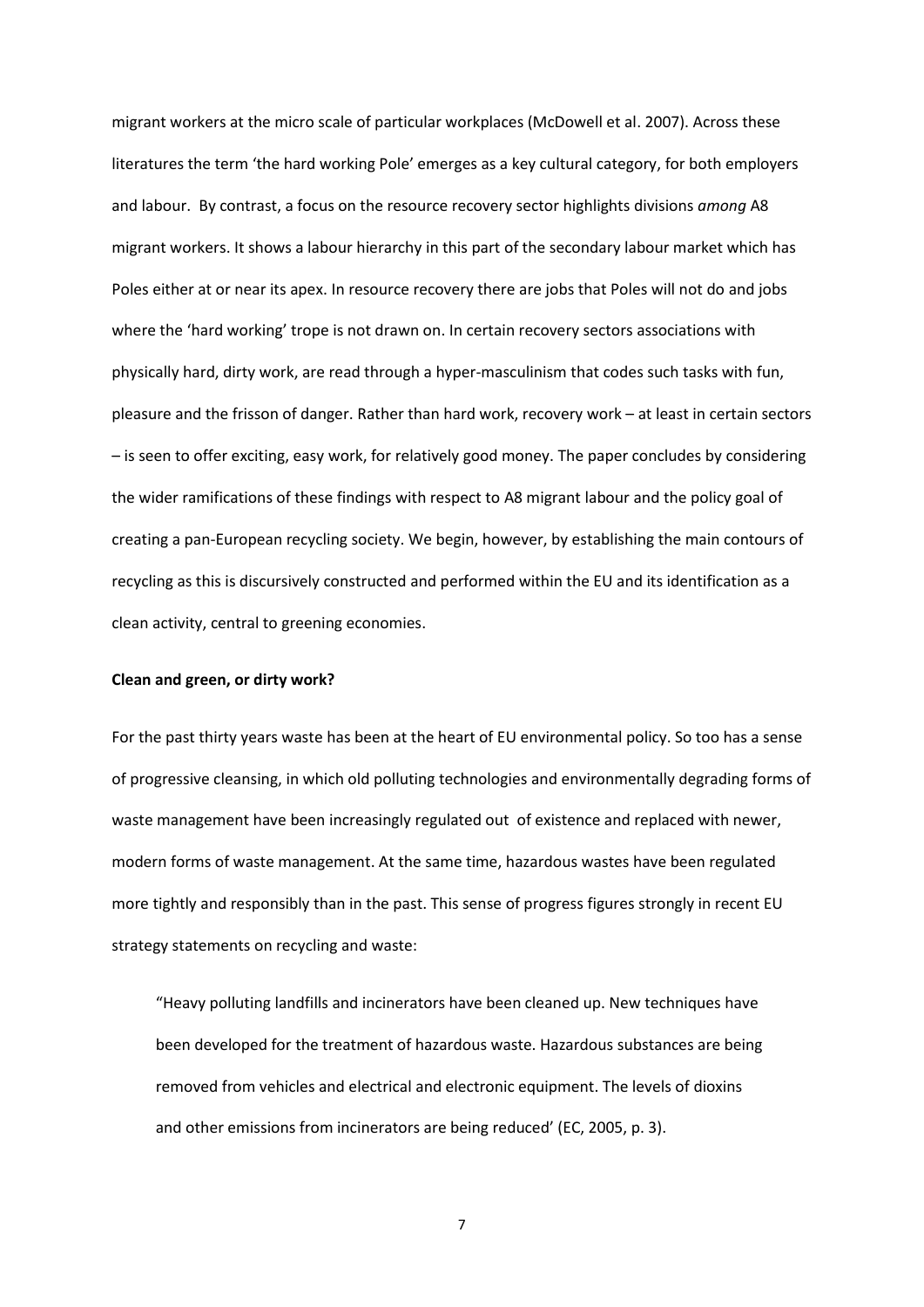migrant workers at the micro scale of particular workplaces (McDowell et al. 2007). Across these literatures the term 'the hard working Pole' emerges as a key cultural category, for both employers and labour. By contrast, a focus on the resource recovery sector highlights divisions *among* A8 migrant workers. It shows a labour hierarchy in this part of the secondary labour market which has Poles either at or near its apex. In resource recovery there are jobs that Poles will not do and jobs where the 'hard working' trope is not drawn on. In certain recovery sectors associations with physically hard, dirty work, are read through a hyper-masculinism that codes such tasks with fun, pleasure and the frisson of danger. Rather than hard work, recovery work – at least in certain sectors – is seen to offer exciting, easy work, for relatively good money. The paper concludes by considering the wider ramifications of these findings with respect to A8 migrant labour and the policy goal of creating a pan-European recycling society. We begin, however, by establishing the main contours of recycling as this is discursively constructed and performed within the EU and its identification as a clean activity, central to greening economies.

**Clean and green, or dirty work?**

For the past thirty years waste has been at the heart of EU environmental policy. So too has a sense of progressive cleansing, in which old polluting technologies and environmentally degrading forms of waste management have been increasingly regulated out of existence and replaced with newer, modern forms of waste management. At the same time, hazardous wastes have been regulated more tightly and responsibly than in the past. This sense of progress figures strongly in recent EU strategy statements on recycling and waste:

> "Heavy polluting landfills and incinerators have been cleaned up. New techniques have been developed for the treatment of hazardous waste. Hazardous substances are being removed from vehicles and electrical and electronic equipment. The levels of dioxins and other emissions from incinerators are being reduced' (EC, 2005, p. 3).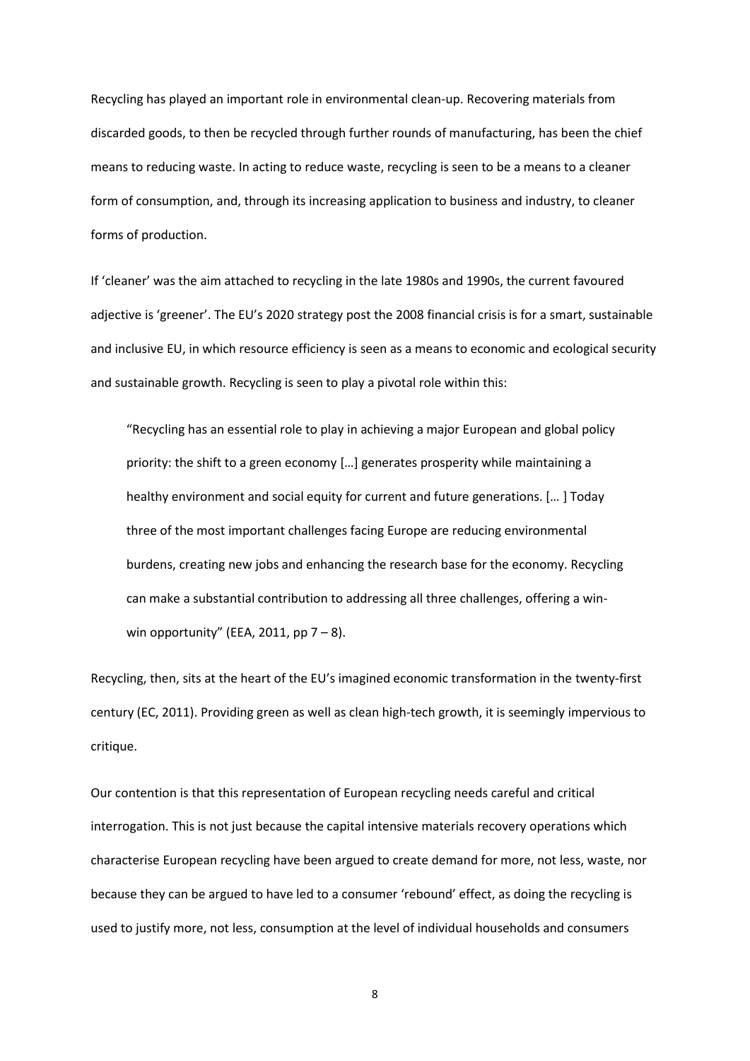Recycling has played an important role in environmental clean-up. Recovering materials from discarded goods, to then be recycled through further rounds of manufacturing, has been the chief means to reducing waste. In acting to reduce waste, recycling is seen to be a means to a cleaner form of consumption, and, through its increasing application to business and industry, to cleaner forms of production.

If 'cleaner' was the aim attached to recycling in the late 1980s and 1990s, the current favoured adjective is 'greener'. The EU's 2020 strategy post the 2008 financial crisis is for a smart, sustainable and inclusive EU, in which resource efficiency is seen as a means to economic and ecological security and sustainable growth. Recycling is seen to play a pivotal role within this:

> "Recycling has an essential role to play in achieving a major European and global policy priority: the shift to a green economy […] generates prosperity while maintaining a healthy environment and social equity for current and future generations. [… ] Today three of the most important challenges facing Europe are reducing environmental burdens, creating new jobs and enhancing the research base for the economy. Recycling can make a substantial contribution to addressing all three challenges, offering a win-win opportunity" (EEA, 2011, pp 7 – 8).

Recycling, then, sits at the heart of the EU's imagined economic transformation in the twenty-first century (EC, 2011). Providing green as well as clean high-tech growth, it is seemingly impervious to critique.

Our contention is that this representation of European recycling needs careful and critical interrogation. This is not just because the capital intensive materials recovery operations which characterise European recycling have been argued to create demand for more, not less, waste, nor because they can be argued to have led to a consumer 'rebound' effect, as doing the recycling is used to justify more, not less, consumption at the level of individual households and consumers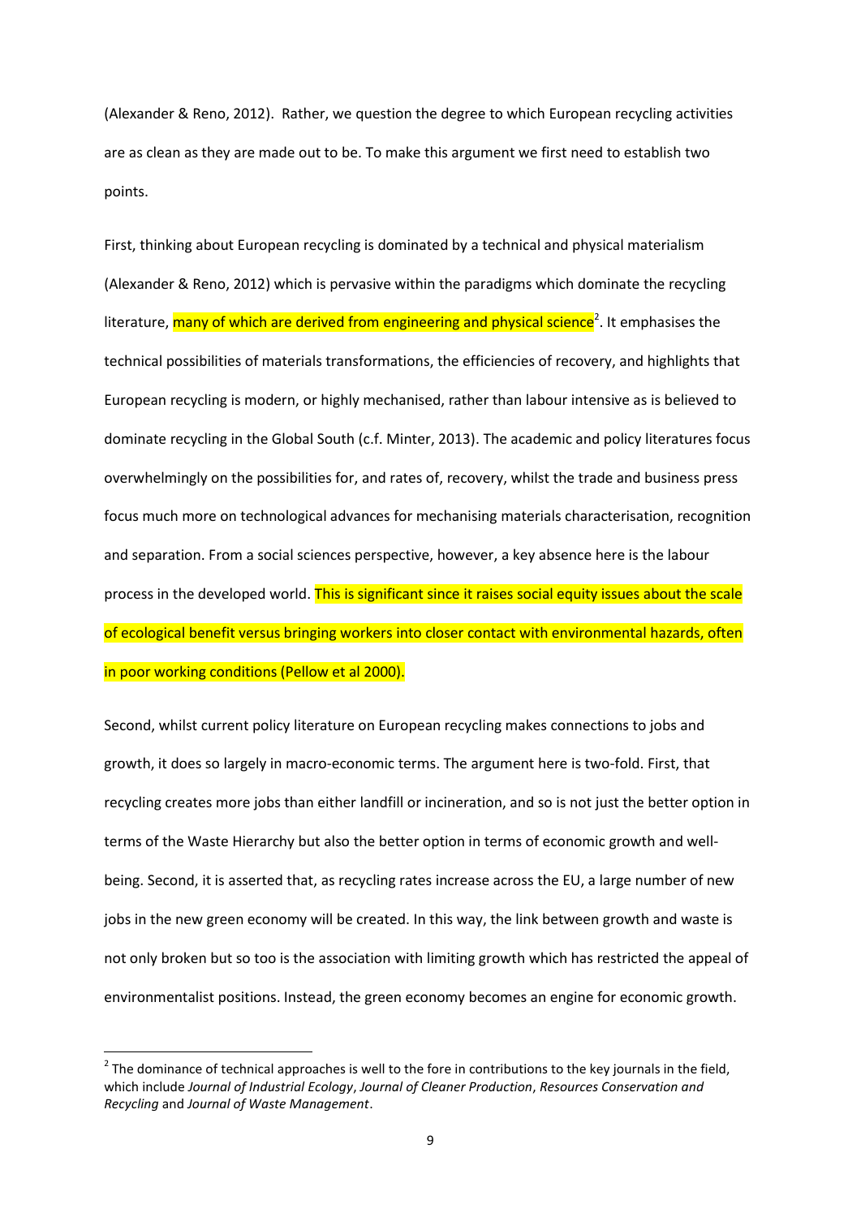(Alexander & Reno, 2012). Rather, we question the degree to which European recycling activities are as clean as they are made out to be. To make this argument we first need to establish two points.

First, thinking about European recycling is dominated by a technical and physical materialism (Alexander & Reno, 2012) which is pervasive within the paradigms which dominate the recycling literature, many of which are derived from engineering and physical science[2]. It emphasises the technical possibilities of materials transformations, the efficiencies of recovery, and highlights that European recycling is modern, or highly mechanised, rather than labour intensive as is believed to dominate recycling in the Global South (c.f. Minter, 2013). The academic and policy literatures focus overwhelmingly on the possibilities for, and rates of, recovery, whilst the trade and business press focus much more on technological advances for mechanising materials characterisation, recognition and separation. From a social sciences perspective, however, a key absence here is the labour process in the developed world. This is significant since it raises social equity issues about the scale of ecological benefit versus bringing workers into closer contact with environmental hazards, often in poor working conditions (Pellow et al 2000).

Second, whilst current policy literature on European recycling makes connections to jobs and growth, it does so largely in macro-economic terms. The argument here is two-fold. First, that recycling creates more jobs than either landfill or incineration, and so is not just the better option in terms of the Waste Hierarchy but also the better option in terms of economic growth and well-being. Second, it is asserted that, as recycling rates increase across the EU, a large number of new jobs in the new green economy will be created. In this way, the link between growth and waste is not only broken but so too is the association with limiting growth which has restricted the appeal of environmentalist positions. Instead, the green economy becomes an engine for economic growth.

[2] The dominance of technical approaches is well to the fore in contributions to the key journals in the field, which include *Journal of Industrial Ecology*, *Journal of Cleaner Production*, *Resources Conservation and Recycling* and *Journal of Waste Management*.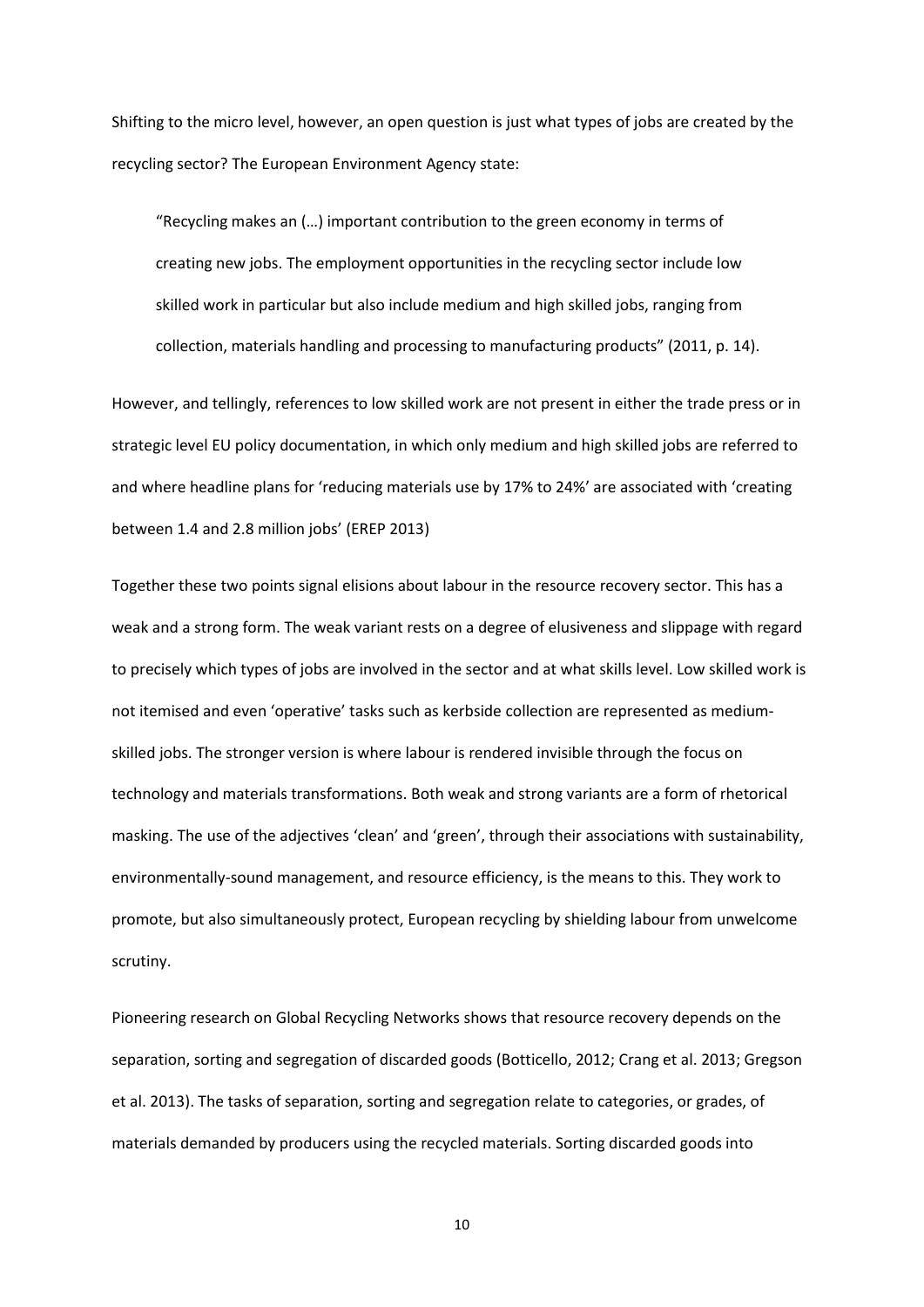Shifting to the micro level, however, an open question is just what types of jobs are created by the recycling sector? The European Environment Agency state:

> "Recycling makes an (…) important contribution to the green economy in terms of creating new jobs. The employment opportunities in the recycling sector include low skilled work in particular but also include medium and high skilled jobs, ranging from collection, materials handling and processing to manufacturing products" (2011, p. 14).

However, and tellingly, references to low skilled work are not present in either the trade press or in strategic level EU policy documentation, in which only medium and high skilled jobs are referred to and where headline plans for 'reducing materials use by 17% to 24%' are associated with 'creating between 1.4 and 2.8 million jobs' (EREP 2013)

Together these two points signal elisions about labour in the resource recovery sector. This has a weak and a strong form. The weak variant rests on a degree of elusiveness and slippage with regard to precisely which types of jobs are involved in the sector and at what skills level. Low skilled work is not itemised and even 'operative' tasks such as kerbside collection are represented as medium-skilled jobs. The stronger version is where labour is rendered invisible through the focus on technology and materials transformations. Both weak and strong variants are a form of rhetorical masking. The use of the adjectives 'clean' and 'green', through their associations with sustainability, environmentally-sound management, and resource efficiency, is the means to this. They work to promote, but also simultaneously protect, European recycling by shielding labour from unwelcome scrutiny.

Pioneering research on Global Recycling Networks shows that resource recovery depends on the separation, sorting and segregation of discarded goods (Botticello, 2012; Crang et al. 2013; Gregson et al. 2013). The tasks of separation, sorting and segregation relate to categories, or grades, of materials demanded by producers using the recycled materials. Sorting discarded goods into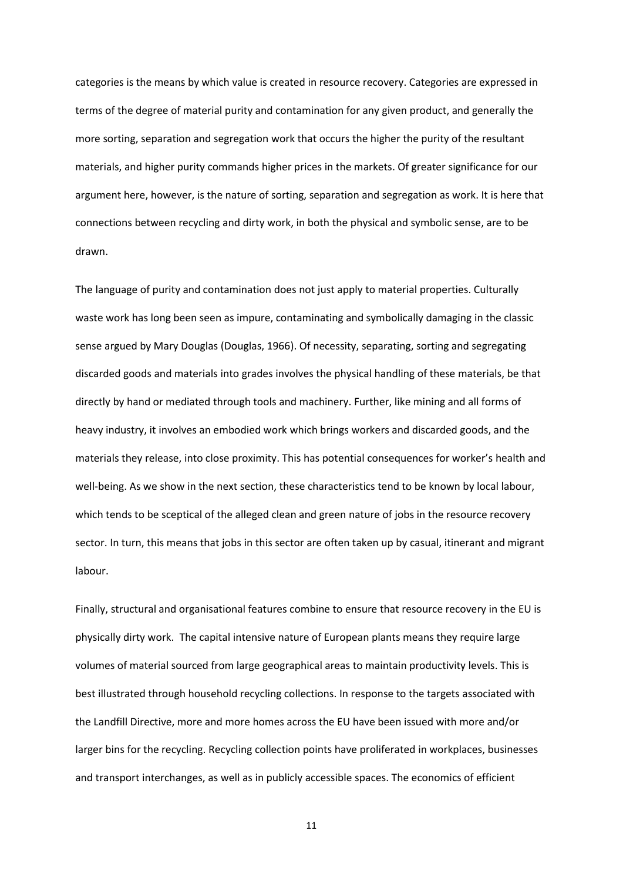categories is the means by which value is created in resource recovery. Categories are expressed in terms of the degree of material purity and contamination for any given product, and generally the more sorting, separation and segregation work that occurs the higher the purity of the resultant materials, and higher purity commands higher prices in the markets. Of greater significance for our argument here, however, is the nature of sorting, separation and segregation as work. It is here that connections between recycling and dirty work, in both the physical and symbolic sense, are to be drawn.

The language of purity and contamination does not just apply to material properties. Culturally waste work has long been seen as impure, contaminating and symbolically damaging in the classic sense argued by Mary Douglas (Douglas, 1966). Of necessity, separating, sorting and segregating discarded goods and materials into grades involves the physical handling of these materials, be that directly by hand or mediated through tools and machinery. Further, like mining and all forms of heavy industry, it involves an embodied work which brings workers and discarded goods, and the materials they release, into close proximity. This has potential consequences for worker's health and well-being. As we show in the next section, these characteristics tend to be known by local labour, which tends to be sceptical of the alleged clean and green nature of jobs in the resource recovery sector. In turn, this means that jobs in this sector are often taken up by casual, itinerant and migrant labour.

Finally, structural and organisational features combine to ensure that resource recovery in the EU is physically dirty work. The capital intensive nature of European plants means they require large volumes of material sourced from large geographical areas to maintain productivity levels. This is best illustrated through household recycling collections. In response to the targets associated with the Landfill Directive, more and more homes across the EU have been issued with more and/or larger bins for the recycling. Recycling collection points have proliferated in workplaces, businesses and transport interchanges, as well as in publicly accessible spaces. The economics of efficient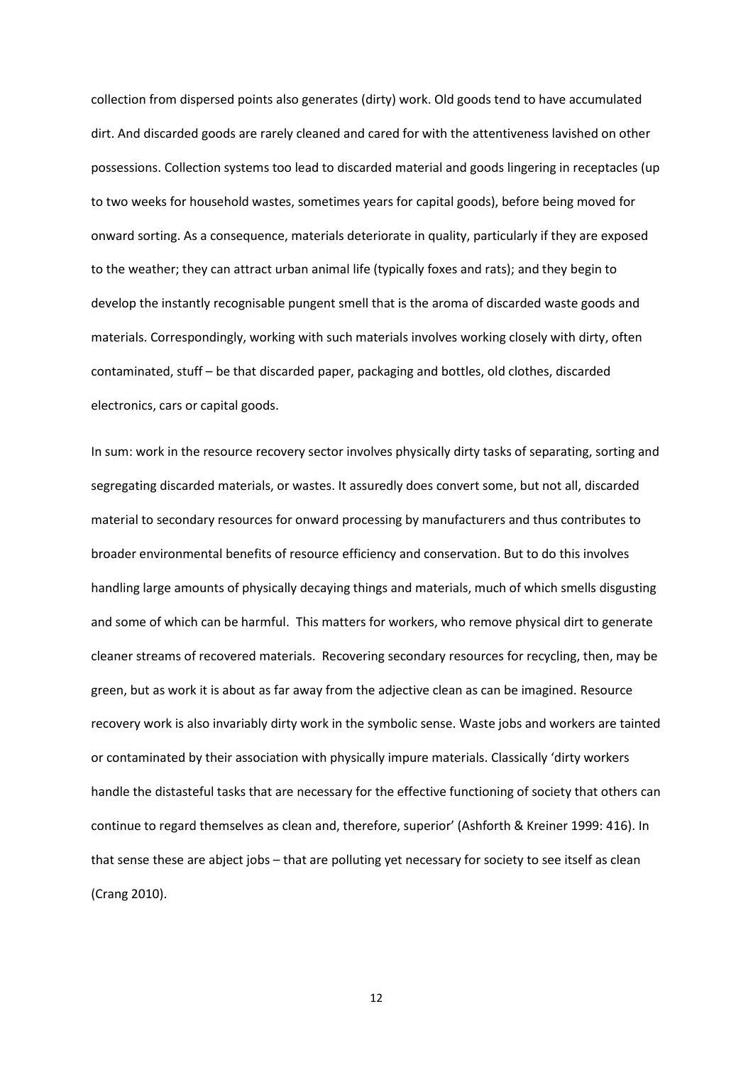collection from dispersed points also generates (dirty) work. Old goods tend to have accumulated dirt. And discarded goods are rarely cleaned and cared for with the attentiveness lavished on other possessions. Collection systems too lead to discarded material and goods lingering in receptacles (up to two weeks for household wastes, sometimes years for capital goods), before being moved for onward sorting. As a consequence, materials deteriorate in quality, particularly if they are exposed to the weather; they can attract urban animal life (typically foxes and rats); and they begin to develop the instantly recognisable pungent smell that is the aroma of discarded waste goods and materials. Correspondingly, working with such materials involves working closely with dirty, often contaminated, stuff – be that discarded paper, packaging and bottles, old clothes, discarded electronics, cars or capital goods.

In sum: work in the resource recovery sector involves physically dirty tasks of separating, sorting and segregating discarded materials, or wastes. It assuredly does convert some, but not all, discarded material to secondary resources for onward processing by manufacturers and thus contributes to broader environmental benefits of resource efficiency and conservation. But to do this involves handling large amounts of physically decaying things and materials, much of which smells disgusting and some of which can be harmful. This matters for workers, who remove physical dirt to generate cleaner streams of recovered materials. Recovering secondary resources for recycling, then, may be green, but as work it is about as far away from the adjective clean as can be imagined. Resource recovery work is also invariably dirty work in the symbolic sense. Waste jobs and workers are tainted or contaminated by their association with physically impure materials. Classically 'dirty workers handle the distasteful tasks that are necessary for the effective functioning of society that others can continue to regard themselves as clean and, therefore, superior' (Ashforth & Kreiner 1999: 416). In that sense these are abject jobs – that are polluting yet necessary for society to see itself as clean (Crang 2010).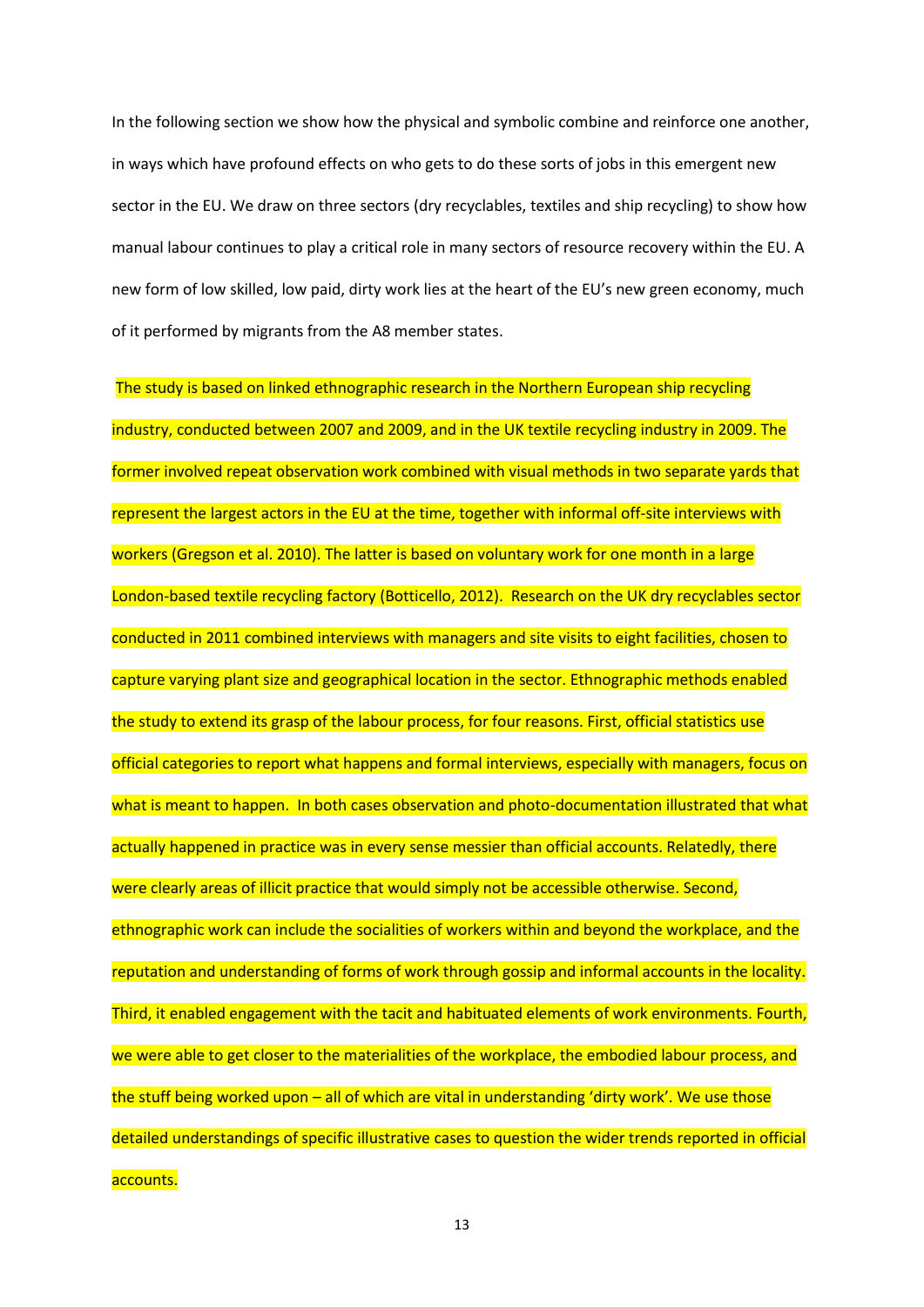In the following section we show how the physical and symbolic combine and reinforce one another, in ways which have profound effects on who gets to do these sorts of jobs in this emergent new sector in the EU. We draw on three sectors (dry recyclables, textiles and ship recycling) to show how manual labour continues to play a critical role in many sectors of resource recovery within the EU. A new form of low skilled, low paid, dirty work lies at the heart of the EU's new green economy, much of it performed by migrants from the A8 member states.

The study is based on linked ethnographic research in the Northern European ship recycling industry, conducted between 2007 and 2009, and in the UK textile recycling industry in 2009. The former involved repeat observation work combined with visual methods in two separate yards that represent the largest actors in the EU at the time, together with informal off-site interviews with workers (Gregson et al. 2010). The latter is based on voluntary work for one month in a large London-based textile recycling factory (Botticello, 2012). Research on the UK dry recyclables sector conducted in 2011 combined interviews with managers and site visits to eight facilities, chosen to capture varying plant size and geographical location in the sector. Ethnographic methods enabled the study to extend its grasp of the labour process, for four reasons. First, official statistics use official categories to report what happens and formal interviews, especially with managers, focus on what is meant to happen. In both cases observation and photo-documentation illustrated that what actually happened in practice was in every sense messier than official accounts. Relatedly, there were clearly areas of illicit practice that would simply not be accessible otherwise. Second, ethnographic work can include the socialities of workers within and beyond the workplace, and the reputation and understanding of forms of work through gossip and informal accounts in the locality. Third, it enabled engagement with the tacit and habituated elements of work environments. Fourth, we were able to get closer to the materialities of the workplace, the embodied labour process, and the stuff being worked upon – all of which are vital in understanding 'dirty work'. We use those detailed understandings of specific illustrative cases to question the wider trends reported in official accounts.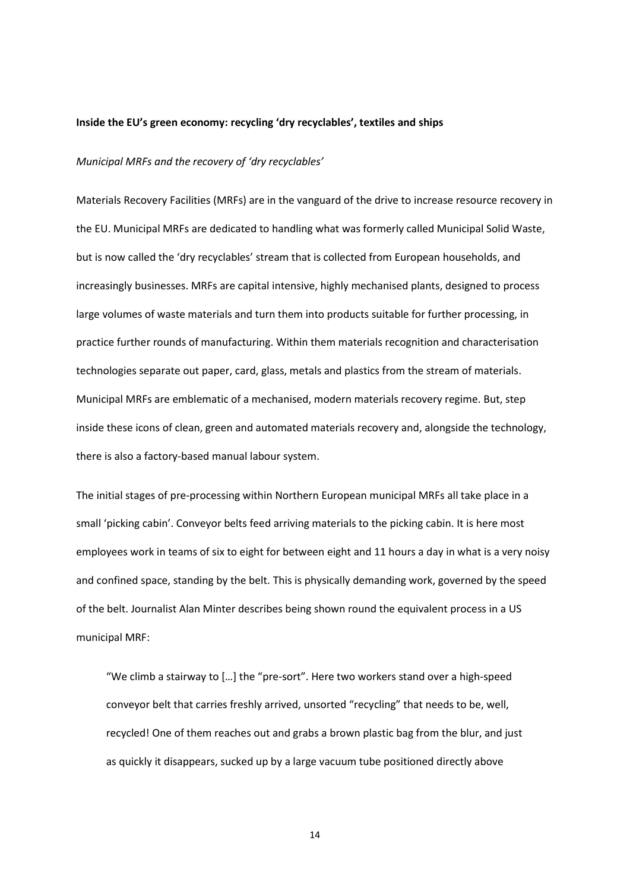**Inside the EU's green economy: recycling 'dry recyclables', textiles and ships**

*Municipal MRFs and the recovery of 'dry recyclables'*

Materials Recovery Facilities (MRFs) are in the vanguard of the drive to increase resource recovery in the EU. Municipal MRFs are dedicated to handling what was formerly called Municipal Solid Waste, but is now called the 'dry recyclables' stream that is collected from European households, and increasingly businesses. MRFs are capital intensive, highly mechanised plants, designed to process large volumes of waste materials and turn them into products suitable for further processing, in practice further rounds of manufacturing. Within them materials recognition and characterisation technologies separate out paper, card, glass, metals and plastics from the stream of materials. Municipal MRFs are emblematic of a mechanised, modern materials recovery regime. But, step inside these icons of clean, green and automated materials recovery and, alongside the technology, there is also a factory-based manual labour system.

The initial stages of pre-processing within Northern European municipal MRFs all take place in a small 'picking cabin'. Conveyor belts feed arriving materials to the picking cabin. It is here most employees work in teams of six to eight for between eight and 11 hours a day in what is a very noisy and confined space, standing by the belt. This is physically demanding work, governed by the speed of the belt. Journalist Alan Minter describes being shown round the equivalent process in a US municipal MRF:

> "We climb a stairway to […] the "pre-sort". Here two workers stand over a high-speed conveyor belt that carries freshly arrived, unsorted "recycling" that needs to be, well, recycled! One of them reaches out and grabs a brown plastic bag from the blur, and just as quickly it disappears, sucked up by a large vacuum tube positioned directly above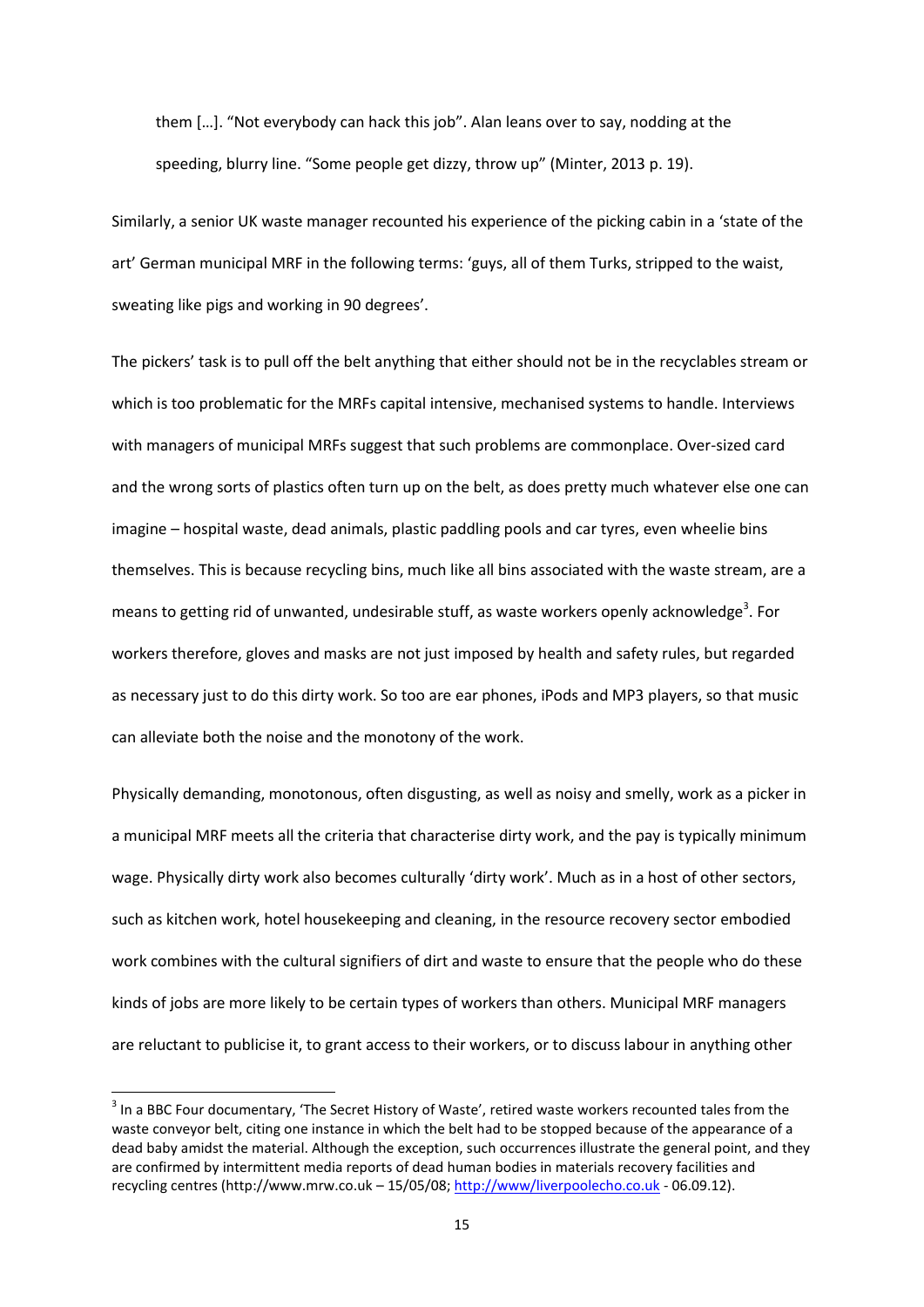> them […]. "Not everybody can hack this job". Alan leans over to say, nodding at the speeding, blurry line. "Some people get dizzy, throw up" (Minter, 2013 p. 19).

Similarly, a senior UK waste manager recounted his experience of the picking cabin in a 'state of the art' German municipal MRF in the following terms: 'guys, all of them Turks, stripped to the waist, sweating like pigs and working in 90 degrees'.

The pickers' task is to pull off the belt anything that either should not be in the recyclables stream or which is too problematic for the MRFs capital intensive, mechanised systems to handle. Interviews with managers of municipal MRFs suggest that such problems are commonplace. Over-sized card and the wrong sorts of plastics often turn up on the belt, as does pretty much whatever else one can imagine – hospital waste, dead animals, plastic paddling pools and car tyres, even wheelie bins themselves. This is because recycling bins, much like all bins associated with the waste stream, are a means to getting rid of unwanted, undesirable stuff, as waste workers openly acknowledge[3]. For workers therefore, gloves and masks are not just imposed by health and safety rules, but regarded as necessary just to do this dirty work. So too are ear phones, iPods and MP3 players, so that music can alleviate both the noise and the monotony of the work.

Physically demanding, monotonous, often disgusting, as well as noisy and smelly, work as a picker in a municipal MRF meets all the criteria that characterise dirty work, and the pay is typically minimum wage. Physically dirty work also becomes culturally 'dirty work'. Much as in a host of other sectors, such as kitchen work, hotel housekeeping and cleaning, in the resource recovery sector embodied work combines with the cultural signifiers of dirt and waste to ensure that the people who do these kinds of jobs are more likely to be certain types of workers than others. Municipal MRF managers are reluctant to publicise it, to grant access to their workers, or to discuss labour in anything other

[3] In a BBC Four documentary, 'The Secret History of Waste', retired waste workers recounted tales from the waste conveyor belt, citing one instance in which the belt had to be stopped because of the appearance of a dead baby amidst the material. Although the exception, such occurrences illustrate the general point, and they are confirmed by intermittent media reports of dead human bodies in materials recovery facilities and recycling centres (http://www.mrw.co.uk – 15/05/08; http://www/liverpoolecho.co.uk - 06.09.12).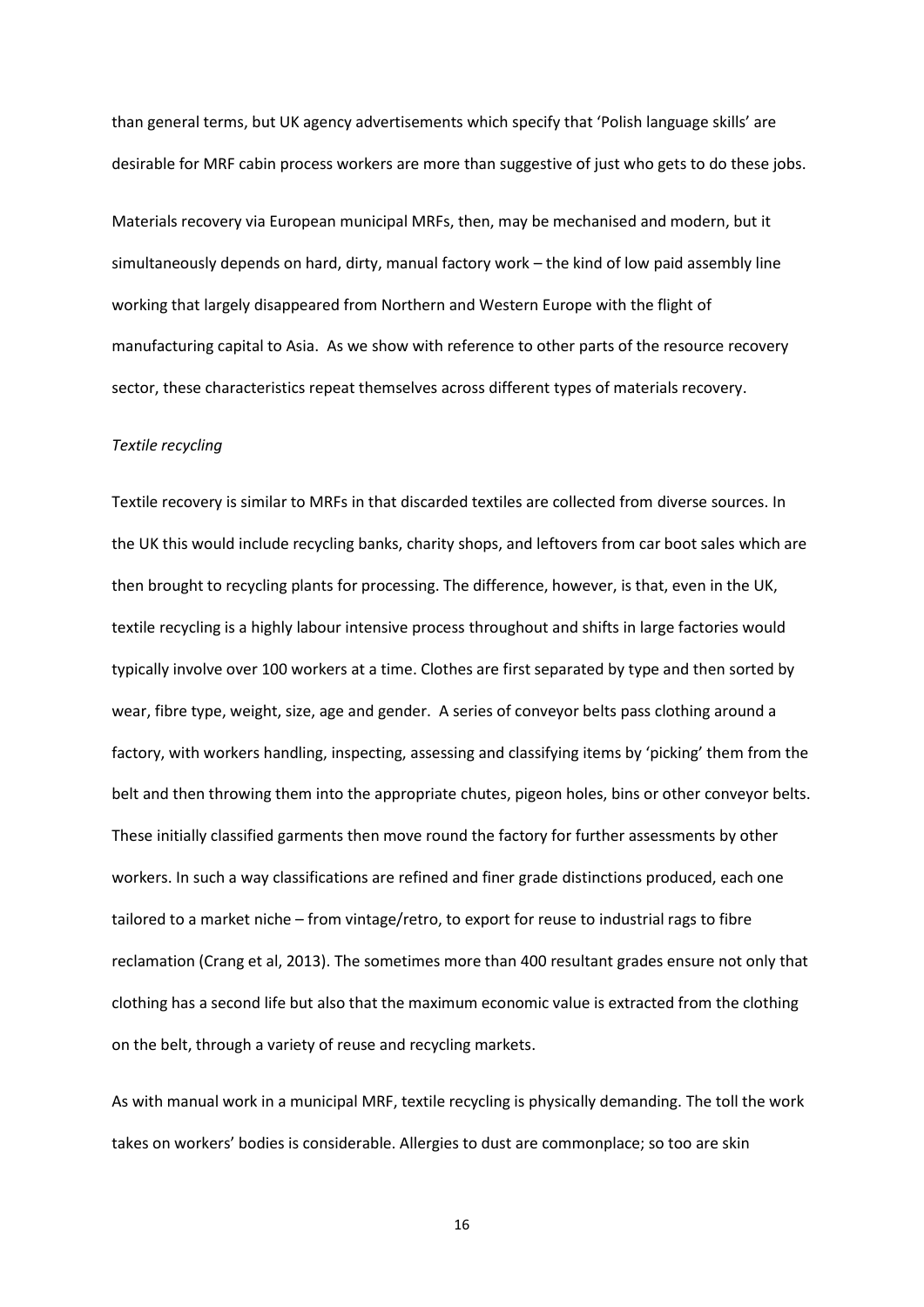than general terms, but UK agency advertisements which specify that 'Polish language skills' are desirable for MRF cabin process workers are more than suggestive of just who gets to do these jobs.

Materials recovery via European municipal MRFs, then, may be mechanised and modern, but it simultaneously depends on hard, dirty, manual factory work – the kind of low paid assembly line working that largely disappeared from Northern and Western Europe with the flight of manufacturing capital to Asia. As we show with reference to other parts of the resource recovery sector, these characteristics repeat themselves across different types of materials recovery.

*Textile recycling*

Textile recovery is similar to MRFs in that discarded textiles are collected from diverse sources. In the UK this would include recycling banks, charity shops, and leftovers from car boot sales which are then brought to recycling plants for processing. The difference, however, is that, even in the UK, textile recycling is a highly labour intensive process throughout and shifts in large factories would typically involve over 100 workers at a time. Clothes are first separated by type and then sorted by wear, fibre type, weight, size, age and gender. A series of conveyor belts pass clothing around a factory, with workers handling, inspecting, assessing and classifying items by 'picking' them from the belt and then throwing them into the appropriate chutes, pigeon holes, bins or other conveyor belts. These initially classified garments then move round the factory for further assessments by other workers. In such a way classifications are refined and finer grade distinctions produced, each one tailored to a market niche – from vintage/retro, to export for reuse to industrial rags to fibre reclamation (Crang et al, 2013). The sometimes more than 400 resultant grades ensure not only that clothing has a second life but also that the maximum economic value is extracted from the clothing on the belt, through a variety of reuse and recycling markets.

As with manual work in a municipal MRF, textile recycling is physically demanding. The toll the work takes on workers' bodies is considerable. Allergies to dust are commonplace; so too are skin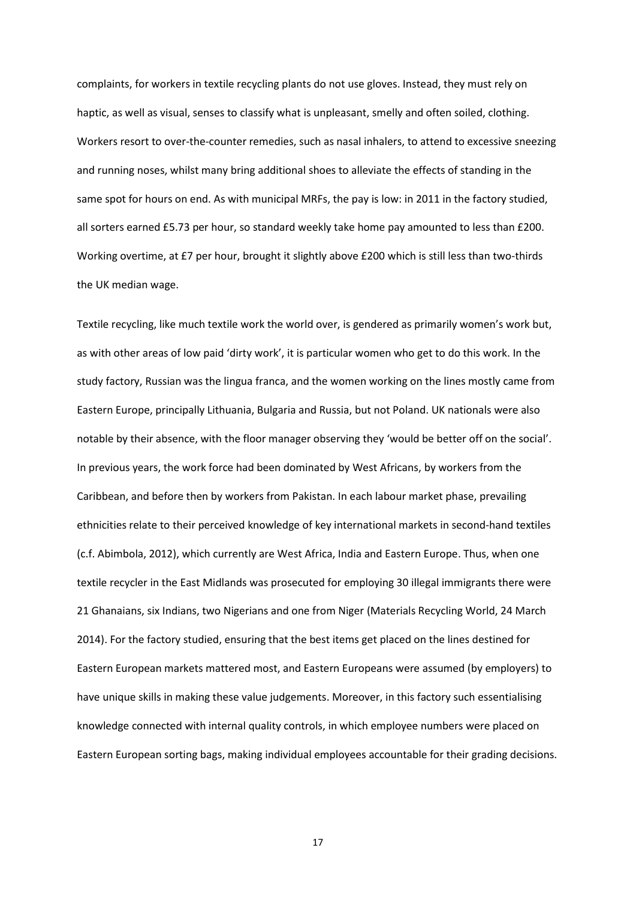complaints, for workers in textile recycling plants do not use gloves. Instead, they must rely on haptic, as well as visual, senses to classify what is unpleasant, smelly and often soiled, clothing. Workers resort to over-the-counter remedies, such as nasal inhalers, to attend to excessive sneezing and running noses, whilst many bring additional shoes to alleviate the effects of standing in the same spot for hours on end. As with municipal MRFs, the pay is low: in 2011 in the factory studied, all sorters earned £5.73 per hour, so standard weekly take home pay amounted to less than £200. Working overtime, at £7 per hour, brought it slightly above £200 which is still less than two-thirds the UK median wage.

Textile recycling, like much textile work the world over, is gendered as primarily women's work but, as with other areas of low paid 'dirty work', it is particular women who get to do this work. In the study factory, Russian was the lingua franca, and the women working on the lines mostly came from Eastern Europe, principally Lithuania, Bulgaria and Russia, but not Poland. UK nationals were also notable by their absence, with the floor manager observing they 'would be better off on the social'. In previous years, the work force had been dominated by West Africans, by workers from the Caribbean, and before then by workers from Pakistan. In each labour market phase, prevailing ethnicities relate to their perceived knowledge of key international markets in second-hand textiles (c.f. Abimbola, 2012), which currently are West Africa, India and Eastern Europe. Thus, when one textile recycler in the East Midlands was prosecuted for employing 30 illegal immigrants there were 21 Ghanaians, six Indians, two Nigerians and one from Niger (Materials Recycling World, 24 March 2014). For the factory studied, ensuring that the best items get placed on the lines destined for Eastern European markets mattered most, and Eastern Europeans were assumed (by employers) to have unique skills in making these value judgements. Moreover, in this factory such essentialising knowledge connected with internal quality controls, in which employee numbers were placed on Eastern European sorting bags, making individual employees accountable for their grading decisions.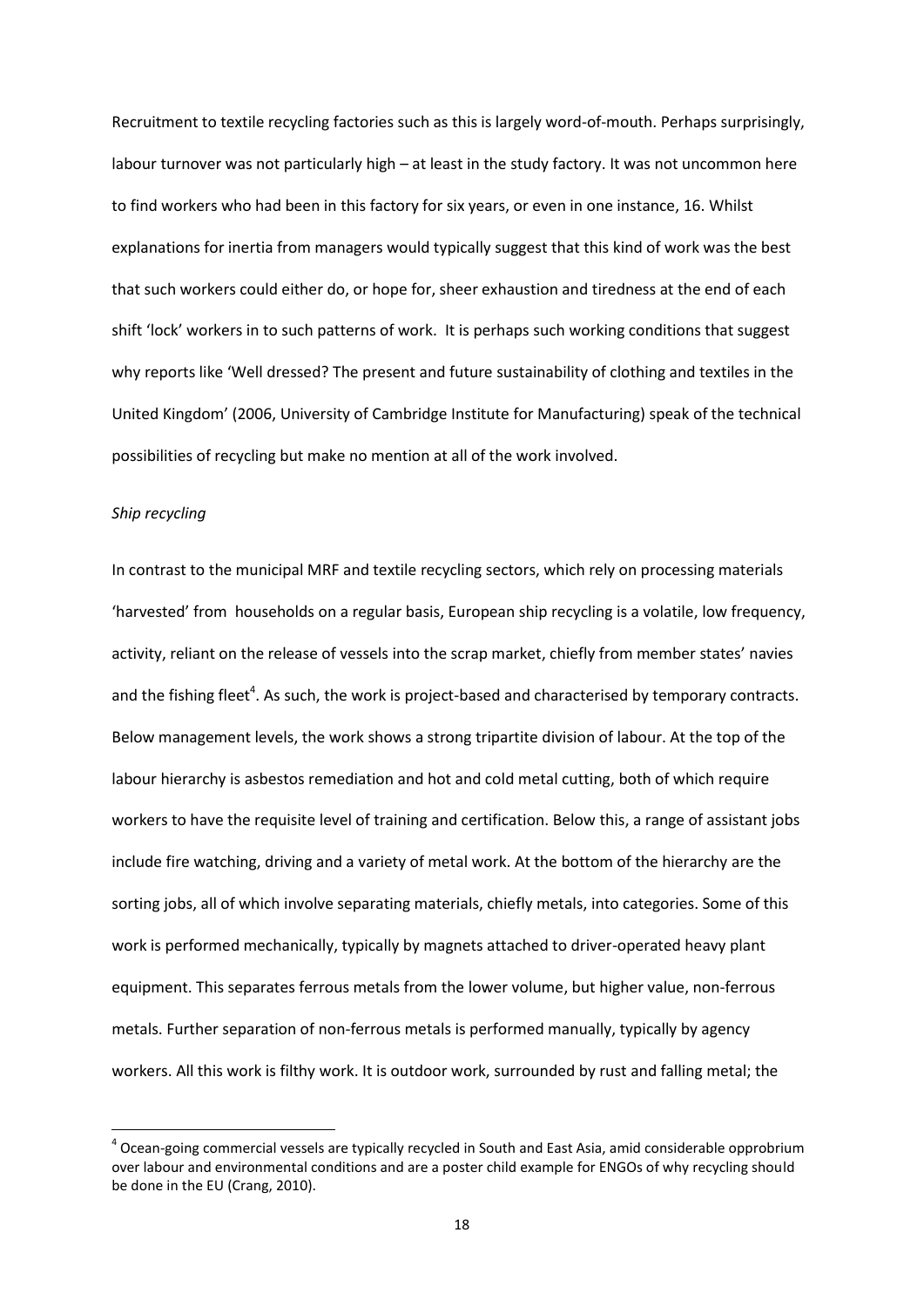Recruitment to textile recycling factories such as this is largely word-of-mouth. Perhaps surprisingly, labour turnover was not particularly high – at least in the study factory. It was not uncommon here to find workers who had been in this factory for six years, or even in one instance, 16. Whilst explanations for inertia from managers would typically suggest that this kind of work was the best that such workers could either do, or hope for, sheer exhaustion and tiredness at the end of each shift 'lock' workers in to such patterns of work. It is perhaps such working conditions that suggest why reports like 'Well dressed? The present and future sustainability of clothing and textiles in the United Kingdom' (2006, University of Cambridge Institute for Manufacturing) speak of the technical possibilities of recycling but make no mention at all of the work involved.

*Ship recycling*

In contrast to the municipal MRF and textile recycling sectors, which rely on processing materials 'harvested' from households on a regular basis, European ship recycling is a volatile, low frequency, activity, reliant on the release of vessels into the scrap market, chiefly from member states' navies and the fishing fleet[4]. As such, the work is project-based and characterised by temporary contracts. Below management levels, the work shows a strong tripartite division of labour. At the top of the labour hierarchy is asbestos remediation and hot and cold metal cutting, both of which require workers to have the requisite level of training and certification. Below this, a range of assistant jobs include fire watching, driving and a variety of metal work. At the bottom of the hierarchy are the sorting jobs, all of which involve separating materials, chiefly metals, into categories. Some of this work is performed mechanically, typically by magnets attached to driver-operated heavy plant equipment. This separates ferrous metals from the lower volume, but higher value, non-ferrous metals. Further separation of non-ferrous metals is performed manually, typically by agency workers. All this work is filthy work. It is outdoor work, surrounded by rust and falling metal; the

[4] Ocean-going commercial vessels are typically recycled in South and East Asia, amid considerable opprobrium over labour and environmental conditions and are a poster child example for ENGOs of why recycling should be done in the EU (Crang, 2010).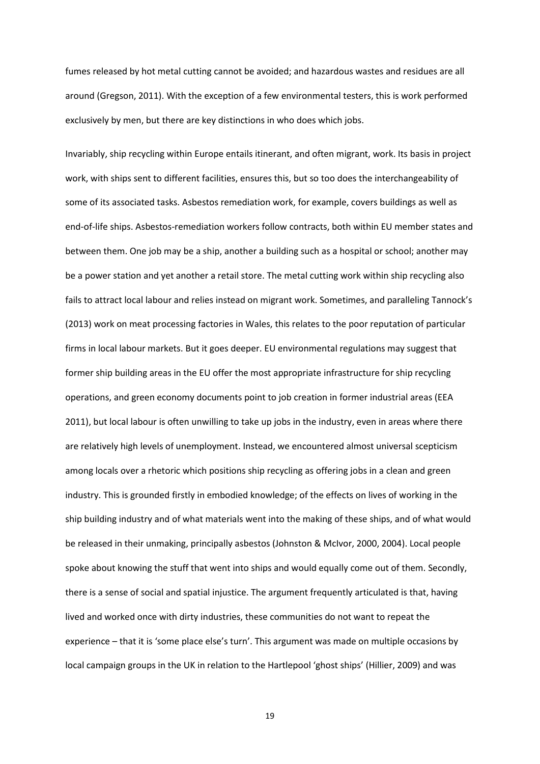fumes released by hot metal cutting cannot be avoided; and hazardous wastes and residues are all around (Gregson, 2011). With the exception of a few environmental testers, this is work performed exclusively by men, but there are key distinctions in who does which jobs.

Invariably, ship recycling within Europe entails itinerant, and often migrant, work. Its basis in project work, with ships sent to different facilities, ensures this, but so too does the interchangeability of some of its associated tasks. Asbestos remediation work, for example, covers buildings as well as end-of-life ships. Asbestos-remediation workers follow contracts, both within EU member states and between them. One job may be a ship, another a building such as a hospital or school; another may be a power station and yet another a retail store. The metal cutting work within ship recycling also fails to attract local labour and relies instead on migrant work. Sometimes, and paralleling Tannock's (2013) work on meat processing factories in Wales, this relates to the poor reputation of particular firms in local labour markets. But it goes deeper. EU environmental regulations may suggest that former ship building areas in the EU offer the most appropriate infrastructure for ship recycling operations, and green economy documents point to job creation in former industrial areas (EEA 2011), but local labour is often unwilling to take up jobs in the industry, even in areas where there are relatively high levels of unemployment. Instead, we encountered almost universal scepticism among locals over a rhetoric which positions ship recycling as offering jobs in a clean and green industry. This is grounded firstly in embodied knowledge; of the effects on lives of working in the ship building industry and of what materials went into the making of these ships, and of what would be released in their unmaking, principally asbestos (Johnston & McIvor, 2000, 2004). Local people spoke about knowing the stuff that went into ships and would equally come out of them. Secondly, there is a sense of social and spatial injustice. The argument frequently articulated is that, having lived and worked once with dirty industries, these communities do not want to repeat the experience – that it is 'some place else's turn'. This argument was made on multiple occasions by local campaign groups in the UK in relation to the Hartlepool 'ghost ships' (Hillier, 2009) and was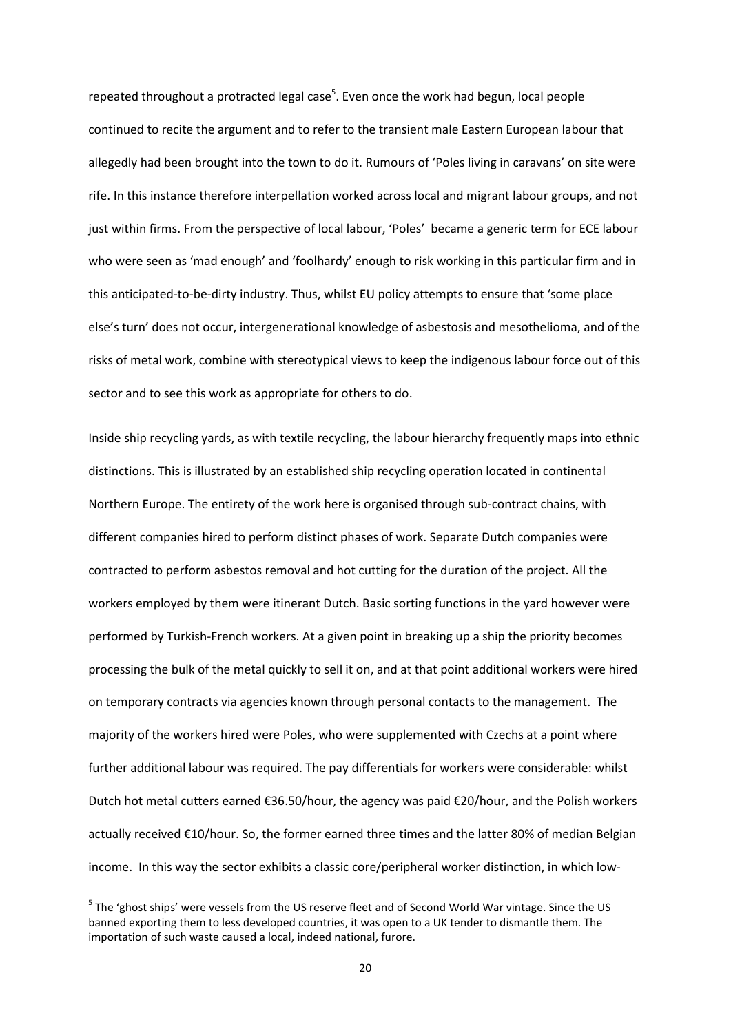repeated throughout a protracted legal case[5]. Even once the work had begun, local people continued to recite the argument and to refer to the transient male Eastern European labour that allegedly had been brought into the town to do it. Rumours of 'Poles living in caravans' on site were rife. In this instance therefore interpellation worked across local and migrant labour groups, and not just within firms. From the perspective of local labour, 'Poles' became a generic term for ECE labour who were seen as 'mad enough' and 'foolhardy' enough to risk working in this particular firm and in this anticipated-to-be-dirty industry. Thus, whilst EU policy attempts to ensure that 'some place else's turn' does not occur, intergenerational knowledge of asbestosis and mesothelioma, and of the risks of metal work, combine with stereotypical views to keep the indigenous labour force out of this sector and to see this work as appropriate for others to do.

Inside ship recycling yards, as with textile recycling, the labour hierarchy frequently maps into ethnic distinctions. This is illustrated by an established ship recycling operation located in continental Northern Europe. The entirety of the work here is organised through sub-contract chains, with different companies hired to perform distinct phases of work. Separate Dutch companies were contracted to perform asbestos removal and hot cutting for the duration of the project. All the workers employed by them were itinerant Dutch. Basic sorting functions in the yard however were performed by Turkish-French workers. At a given point in breaking up a ship the priority becomes processing the bulk of the metal quickly to sell it on, and at that point additional workers were hired on temporary contracts via agencies known through personal contacts to the management. The majority of the workers hired were Poles, who were supplemented with Czechs at a point where further additional labour was required. The pay differentials for workers were considerable: whilst Dutch hot metal cutters earned €36.50/hour, the agency was paid €20/hour, and the Polish workers actually received €10/hour. So, the former earned three times and the latter 80% of median Belgian income. In this way the sector exhibits a classic core/peripheral worker distinction, in which low-

[5] The 'ghost ships' were vessels from the US reserve fleet and of Second World War vintage. Since the US banned exporting them to less developed countries, it was open to a UK tender to dismantle them. The importation of such waste caused a local, indeed national, furore.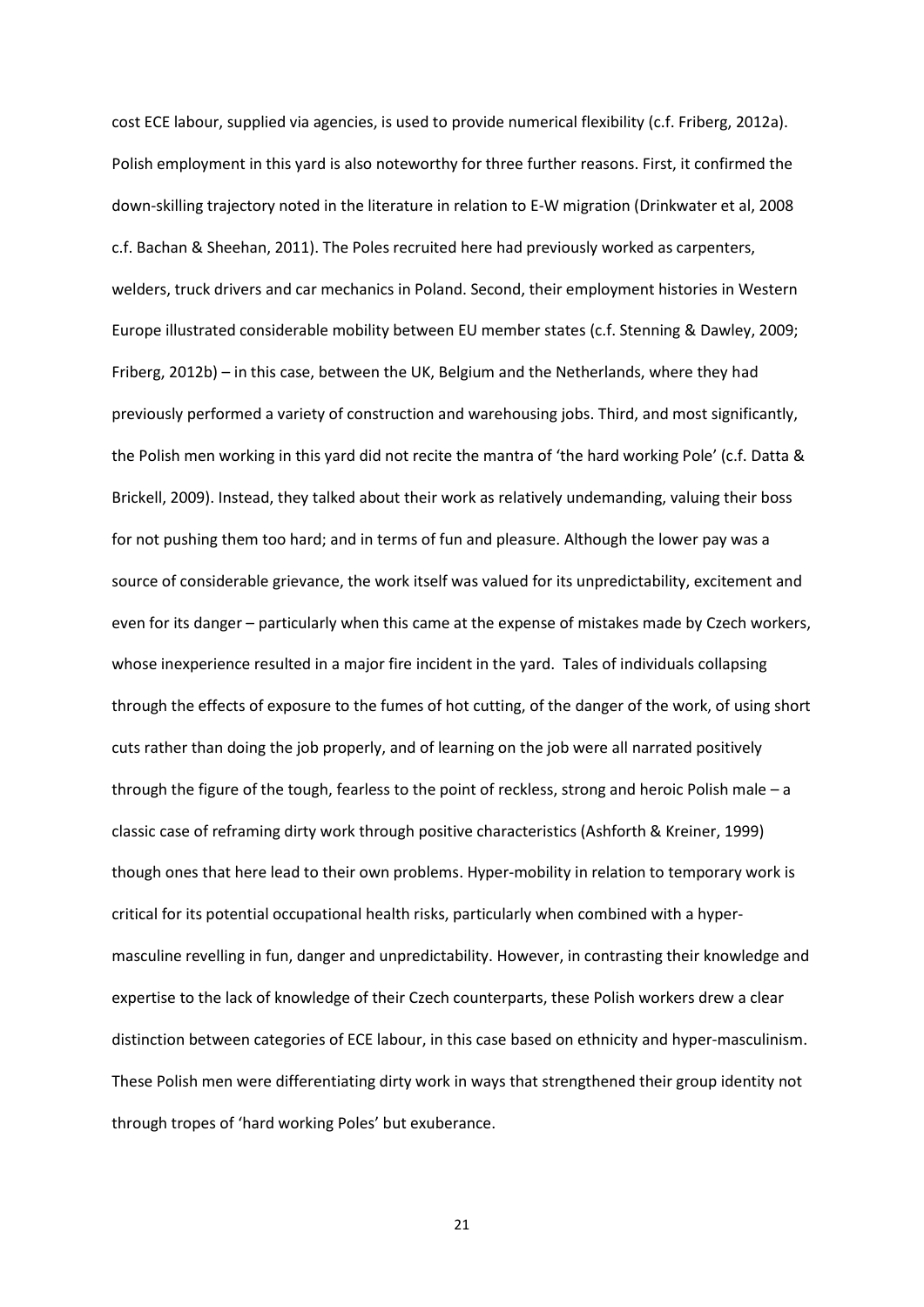cost ECE labour, supplied via agencies, is used to provide numerical flexibility (c.f. Friberg, 2012a). Polish employment in this yard is also noteworthy for three further reasons. First, it confirmed the down-skilling trajectory noted in the literature in relation to E-W migration (Drinkwater et al, 2008 c.f. Bachan & Sheehan, 2011). The Poles recruited here had previously worked as carpenters, welders, truck drivers and car mechanics in Poland. Second, their employment histories in Western Europe illustrated considerable mobility between EU member states (c.f. Stenning & Dawley, 2009; Friberg, 2012b) – in this case, between the UK, Belgium and the Netherlands, where they had previously performed a variety of construction and warehousing jobs. Third, and most significantly, the Polish men working in this yard did not recite the mantra of 'the hard working Pole' (c.f. Datta & Brickell, 2009). Instead, they talked about their work as relatively undemanding, valuing their boss for not pushing them too hard; and in terms of fun and pleasure. Although the lower pay was a source of considerable grievance, the work itself was valued for its unpredictability, excitement and even for its danger – particularly when this came at the expense of mistakes made by Czech workers, whose inexperience resulted in a major fire incident in the yard. Tales of individuals collapsing through the effects of exposure to the fumes of hot cutting, of the danger of the work, of using short cuts rather than doing the job properly, and of learning on the job were all narrated positively through the figure of the tough, fearless to the point of reckless, strong and heroic Polish male – a classic case of reframing dirty work through positive characteristics (Ashforth & Kreiner, 1999) though ones that here lead to their own problems. Hyper-mobility in relation to temporary work is critical for its potential occupational health risks, particularly when combined with a hyper-masculine revelling in fun, danger and unpredictability. However, in contrasting their knowledge and expertise to the lack of knowledge of their Czech counterparts, these Polish workers drew a clear distinction between categories of ECE labour, in this case based on ethnicity and hyper-masculinism. These Polish men were differentiating dirty work in ways that strengthened their group identity not through tropes of 'hard working Poles' but exuberance.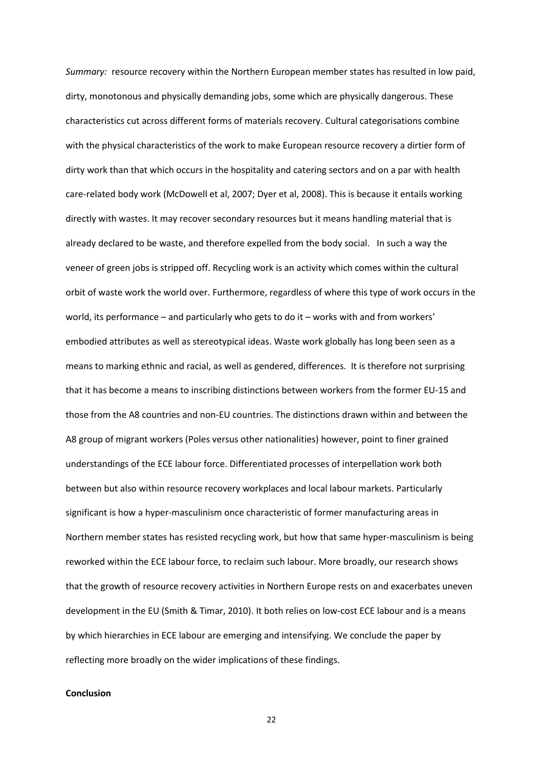*Summary:* resource recovery within the Northern European member states has resulted in low paid, dirty, monotonous and physically demanding jobs, some which are physically dangerous. These characteristics cut across different forms of materials recovery. Cultural categorisations combine with the physical characteristics of the work to make European resource recovery a dirtier form of dirty work than that which occurs in the hospitality and catering sectors and on a par with health care-related body work (McDowell et al, 2007; Dyer et al, 2008). This is because it entails working directly with wastes. It may recover secondary resources but it means handling material that is already declared to be waste, and therefore expelled from the body social. In such a way the veneer of green jobs is stripped off. Recycling work is an activity which comes within the cultural orbit of waste work the world over. Furthermore, regardless of where this type of work occurs in the world, its performance – and particularly who gets to do it – works with and from workers' embodied attributes as well as stereotypical ideas. Waste work globally has long been seen as a means to marking ethnic and racial, as well as gendered, differences. It is therefore not surprising that it has become a means to inscribing distinctions between workers from the former EU-15 and those from the A8 countries and non-EU countries. The distinctions drawn within and between the A8 group of migrant workers (Poles versus other nationalities) however, point to finer grained understandings of the ECE labour force. Differentiated processes of interpellation work both between but also within resource recovery workplaces and local labour markets. Particularly significant is how a hyper-masculinism once characteristic of former manufacturing areas in Northern member states has resisted recycling work, but how that same hyper-masculinism is being reworked within the ECE labour force, to reclaim such labour. More broadly, our research shows that the growth of resource recovery activities in Northern Europe rests on and exacerbates uneven development in the EU (Smith & Timar, 2010). It both relies on low-cost ECE labour and is a means by which hierarchies in ECE labour are emerging and intensifying. We conclude the paper by reflecting more broadly on the wider implications of these findings.

## Conclusion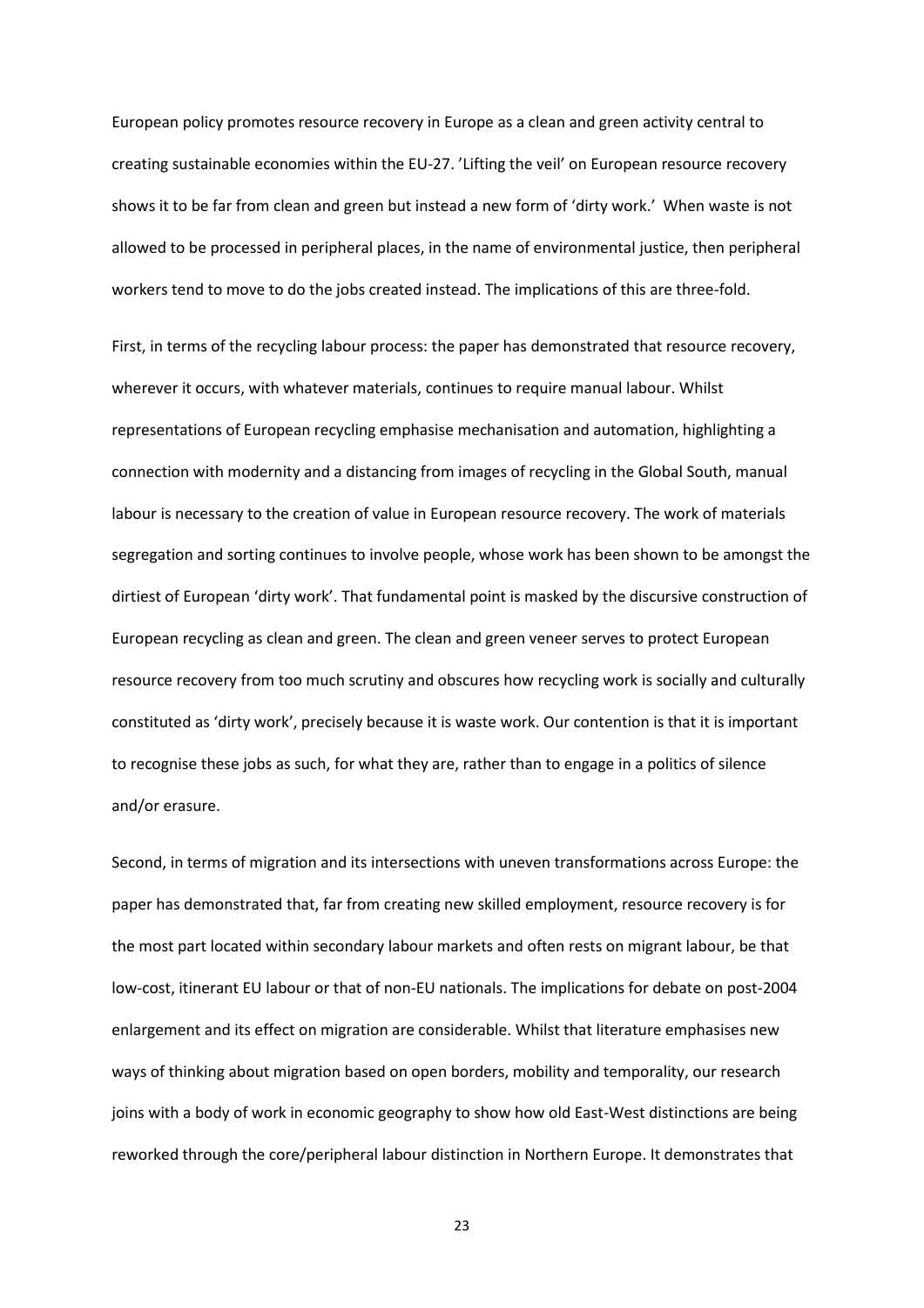European policy promotes resource recovery in Europe as a clean and green activity central to creating sustainable economies within the EU-27. 'Lifting the veil' on European resource recovery shows it to be far from clean and green but instead a new form of 'dirty work.' When waste is not allowed to be processed in peripheral places, in the name of environmental justice, then peripheral workers tend to move to do the jobs created instead. The implications of this are three-fold.

First, in terms of the recycling labour process: the paper has demonstrated that resource recovery, wherever it occurs, with whatever materials, continues to require manual labour. Whilst representations of European recycling emphasise mechanisation and automation, highlighting a connection with modernity and a distancing from images of recycling in the Global South, manual labour is necessary to the creation of value in European resource recovery. The work of materials segregation and sorting continues to involve people, whose work has been shown to be amongst the dirtiest of European 'dirty work'. That fundamental point is masked by the discursive construction of European recycling as clean and green. The clean and green veneer serves to protect European resource recovery from too much scrutiny and obscures how recycling work is socially and culturally constituted as 'dirty work', precisely because it is waste work. Our contention is that it is important to recognise these jobs as such, for what they are, rather than to engage in a politics of silence and/or erasure.

Second, in terms of migration and its intersections with uneven transformations across Europe: the paper has demonstrated that, far from creating new skilled employment, resource recovery is for the most part located within secondary labour markets and often rests on migrant labour, be that low-cost, itinerant EU labour or that of non-EU nationals. The implications for debate on post-2004 enlargement and its effect on migration are considerable. Whilst that literature emphasises new ways of thinking about migration based on open borders, mobility and temporality, our research joins with a body of work in economic geography to show how old East-West distinctions are being reworked through the core/peripheral labour distinction in Northern Europe. It demonstrates that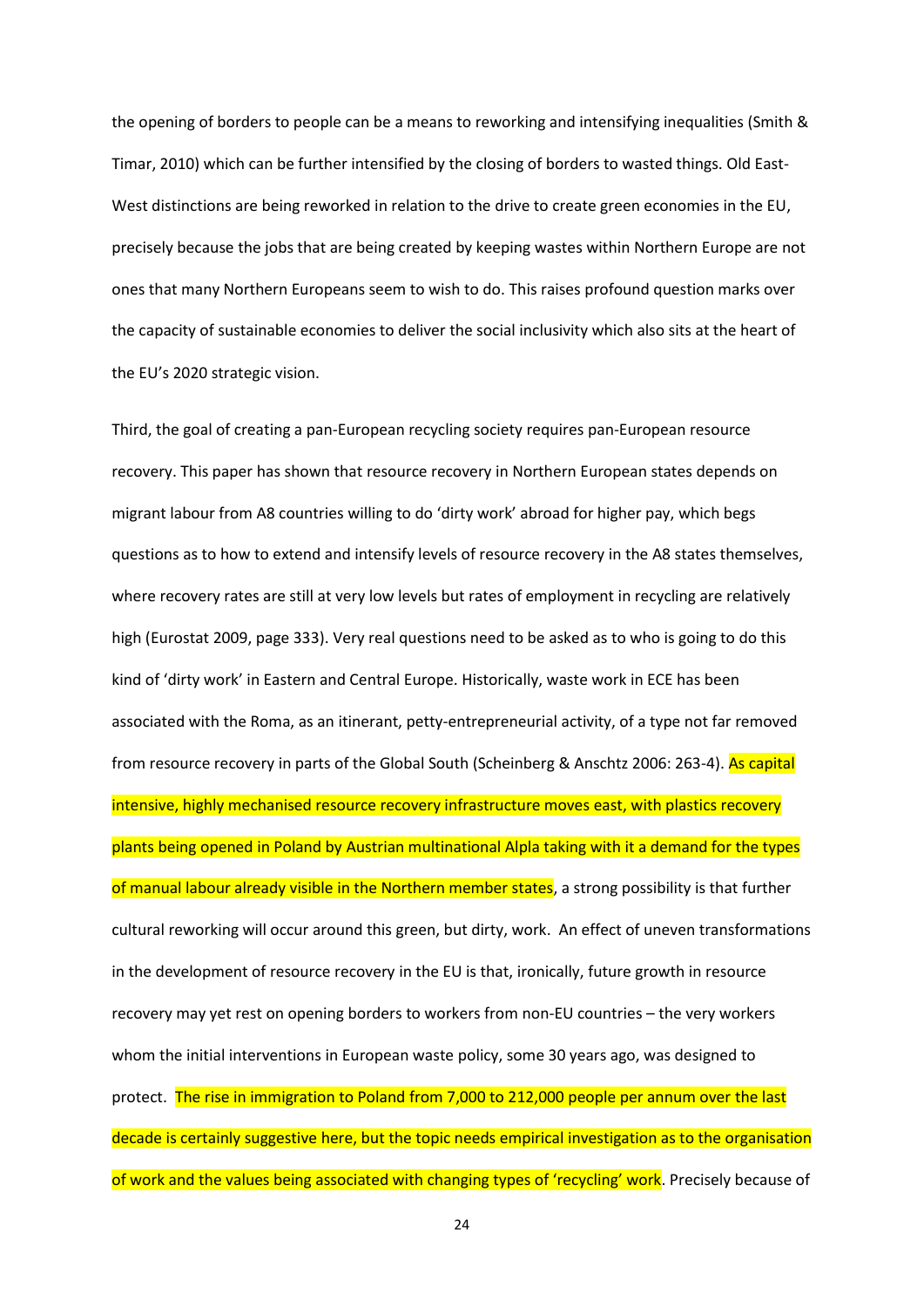the opening of borders to people can be a means to reworking and intensifying inequalities (Smith & Timar, 2010) which can be further intensified by the closing of borders to wasted things. Old East-West distinctions are being reworked in relation to the drive to create green economies in the EU, precisely because the jobs that are being created by keeping wastes within Northern Europe are not ones that many Northern Europeans seem to wish to do. This raises profound question marks over the capacity of sustainable economies to deliver the social inclusivity which also sits at the heart of the EU's 2020 strategic vision.

Third, the goal of creating a pan-European recycling society requires pan-European resource recovery. This paper has shown that resource recovery in Northern European states depends on migrant labour from A8 countries willing to do 'dirty work' abroad for higher pay, which begs questions as to how to extend and intensify levels of resource recovery in the A8 states themselves, where recovery rates are still at very low levels but rates of employment in recycling are relatively high (Eurostat 2009, page 333). Very real questions need to be asked as to who is going to do this kind of 'dirty work' in Eastern and Central Europe. Historically, waste work in ECE has been associated with the Roma, as an itinerant, petty-entrepreneurial activity, of a type not far removed from resource recovery in parts of the Global South (Scheinberg & Anschtz 2006: 263-4). As capital intensive, highly mechanised resource recovery infrastructure moves east, with plastics recovery plants being opened in Poland by Austrian multinational Alpla taking with it a demand for the types of manual labour already visible in the Northern member states, a strong possibility is that further cultural reworking will occur around this green, but dirty, work. An effect of uneven transformations in the development of resource recovery in the EU is that, ironically, future growth in resource recovery may yet rest on opening borders to workers from non-EU countries – the very workers whom the initial interventions in European waste policy, some 30 years ago, was designed to protect. The rise in immigration to Poland from 7,000 to 212,000 people per annum over the last decade is certainly suggestive here, but the topic needs empirical investigation as to the organisation of work and the values being associated with changing types of 'recycling' work. Precisely because of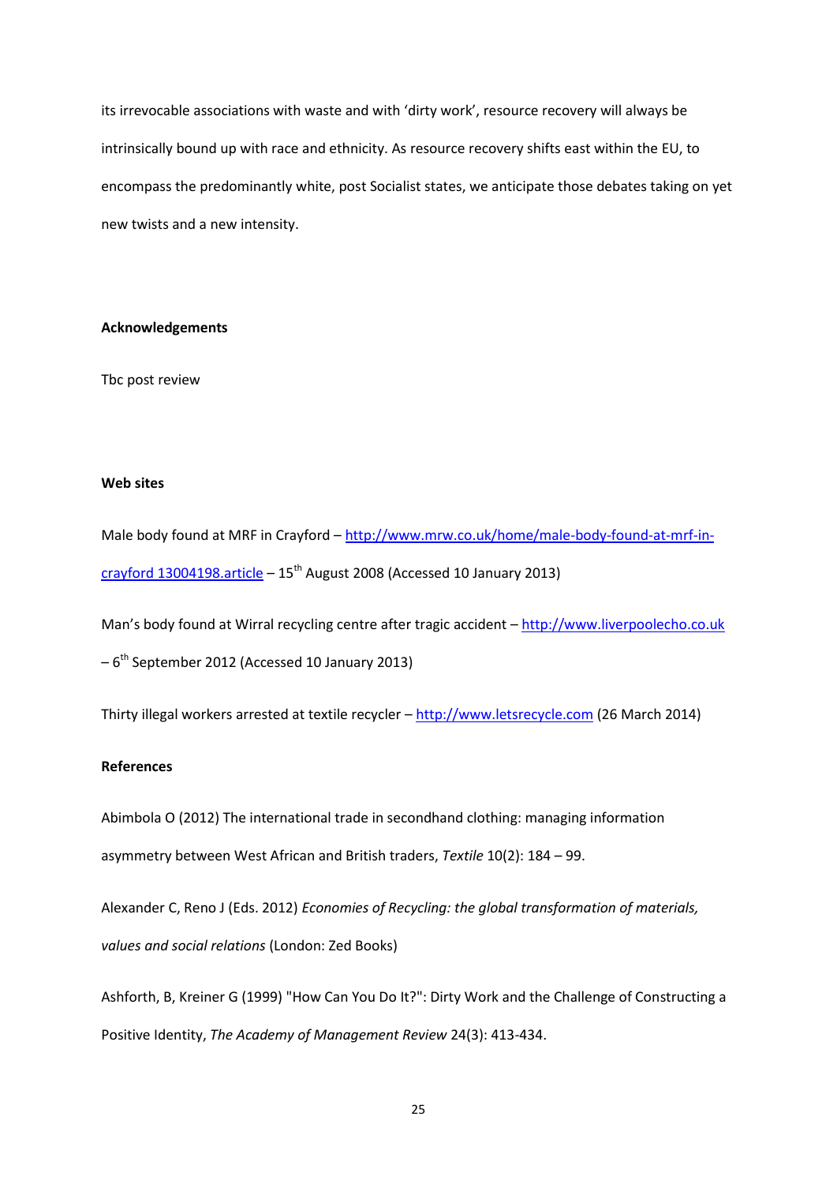its irrevocable associations with waste and with 'dirty work', resource recovery will always be intrinsically bound up with race and ethnicity. As resource recovery shifts east within the EU, to encompass the predominantly white, post Socialist states, we anticipate those debates taking on yet new twists and a new intensity.

**Acknowledgements**

Tbc post review

**Web sites**

Male body found at MRF in Crayford – http://www.mrw.co.uk/home/male-body-found-at-mrf-in-crayford 13004198.article – 15th August 2008 (Accessed 10 January 2013)

Man's body found at Wirral recycling centre after tragic accident – http://www.liverpoolecho.co.uk – 6th September 2012 (Accessed 10 January 2013)

Thirty illegal workers arrested at textile recycler – http://www.letsrecycle.com (26 March 2014)

**References**

Abimbola O (2012) The international trade in secondhand clothing: managing information asymmetry between West African and British traders, *Textile* 10(2): 184 – 99.

Alexander C, Reno J (Eds. 2012) *Economies of Recycling: the global transformation of materials, values and social relations* (London: Zed Books)

Ashforth, B, Kreiner G (1999) "How Can You Do It?": Dirty Work and the Challenge of Constructing a Positive Identity, *The Academy of Management Review* 24(3): 413-434.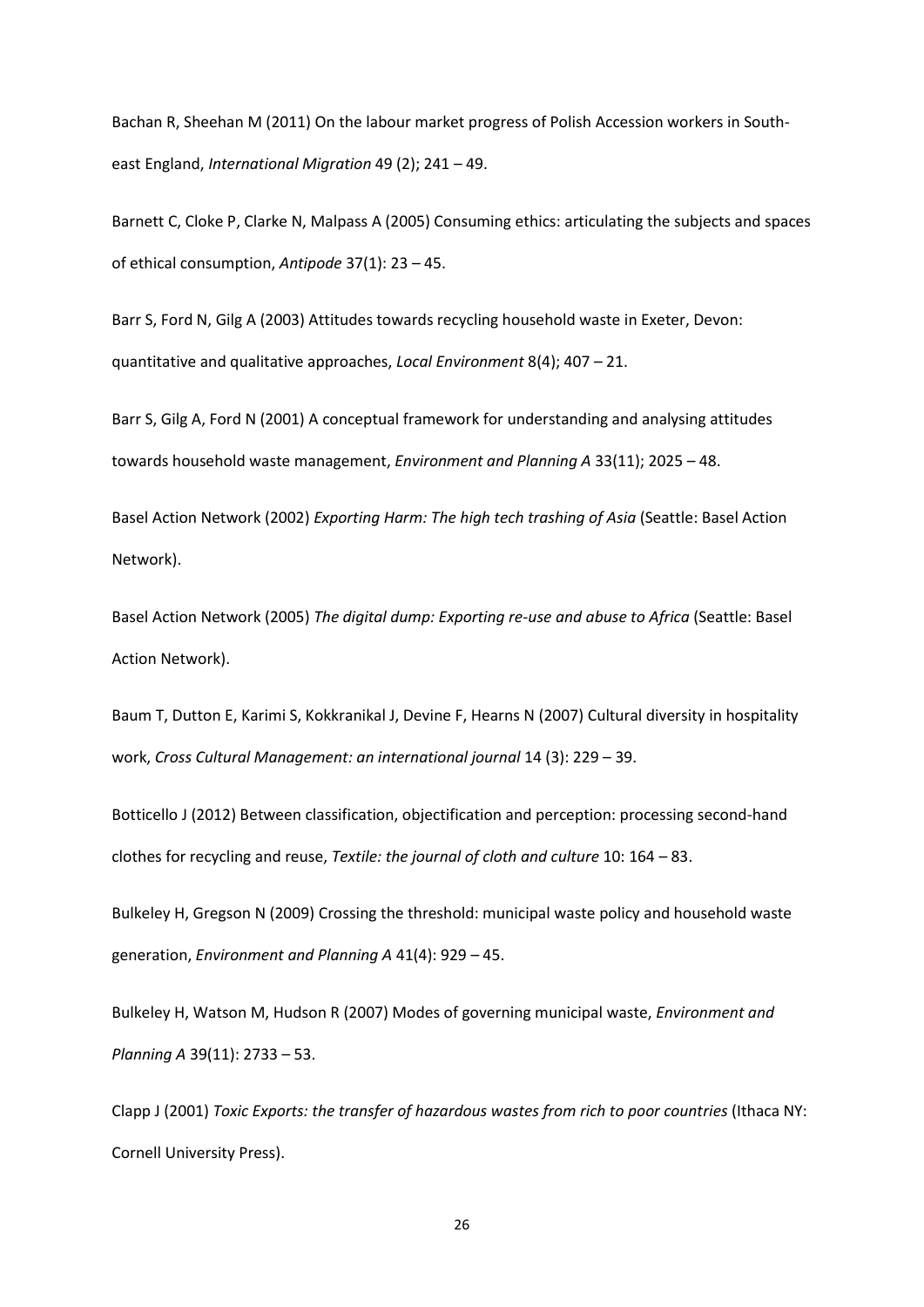Bachan R, Sheehan M (2011) On the labour market progress of Polish Accession workers in South-east England, *International Migration* 49 (2); 241 – 49.

Barnett C, Cloke P, Clarke N, Malpass A (2005) Consuming ethics: articulating the subjects and spaces of ethical consumption, *Antipode* 37(1): 23 – 45.

Barr S, Ford N, Gilg A (2003) Attitudes towards recycling household waste in Exeter, Devon: quantitative and qualitative approaches, *Local Environment* 8(4); 407 – 21.

Barr S, Gilg A, Ford N (2001) A conceptual framework for understanding and analysing attitudes towards household waste management, *Environment and Planning A* 33(11); 2025 – 48.

Basel Action Network (2002) *Exporting Harm: The high tech trashing of Asia* (Seattle: Basel Action Network).

Basel Action Network (2005) *The digital dump: Exporting re-use and abuse to Africa* (Seattle: Basel Action Network).

Baum T, Dutton E, Karimi S, Kokkranikal J, Devine F, Hearns N (2007) Cultural diversity in hospitality work, *Cross Cultural Management: an international journal* 14 (3): 229 – 39.

Botticello J (2012) Between classification, objectification and perception: processing second-hand clothes for recycling and reuse, *Textile: the journal of cloth and culture* 10: 164 – 83.

Bulkeley H, Gregson N (2009) Crossing the threshold: municipal waste policy and household waste generation, *Environment and Planning A* 41(4): 929 – 45.

Bulkeley H, Watson M, Hudson R (2007) Modes of governing municipal waste, *Environment and Planning A* 39(11): 2733 – 53.

Clapp J (2001) *Toxic Exports: the transfer of hazardous wastes from rich to poor countries* (Ithaca NY: Cornell University Press).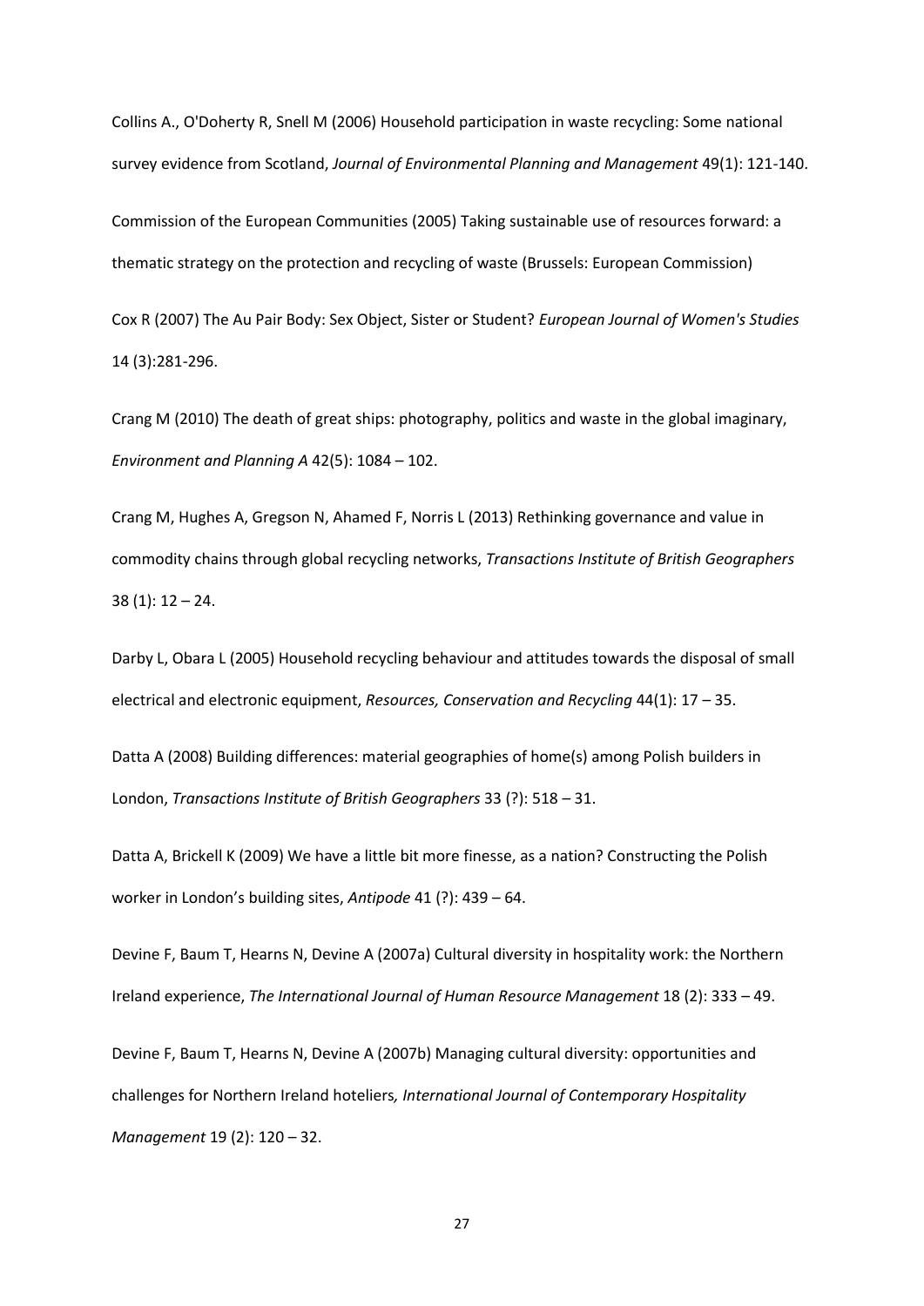Collins A., O'Doherty R, Snell M (2006) Household participation in waste recycling: Some national survey evidence from Scotland, *Journal of Environmental Planning and Management* 49(1): 121-140.

Commission of the European Communities (2005) Taking sustainable use of resources forward: a thematic strategy on the protection and recycling of waste (Brussels: European Commission)

Cox R (2007) The Au Pair Body: Sex Object, Sister or Student? *European Journal of Women's Studies* 14 (3):281-296.

Crang M (2010) The death of great ships: photography, politics and waste in the global imaginary, *Environment and Planning A* 42(5): 1084 – 102.

Crang M, Hughes A, Gregson N, Ahamed F, Norris L (2013) Rethinking governance and value in commodity chains through global recycling networks, *Transactions Institute of British Geographers* 38 (1): 12 – 24.

Darby L, Obara L (2005) Household recycling behaviour and attitudes towards the disposal of small electrical and electronic equipment, *Resources, Conservation and Recycling* 44(1): 17 – 35.

Datta A (2008) Building differences: material geographies of home(s) among Polish builders in London, *Transactions Institute of British Geographers* 33 (?): 518 – 31.

Datta A, Brickell K (2009) We have a little bit more finesse, as a nation? Constructing the Polish worker in London's building sites, *Antipode* 41 (?): 439 – 64.

Devine F, Baum T, Hearns N, Devine A (2007a) Cultural diversity in hospitality work: the Northern Ireland experience, *The International Journal of Human Resource Management* 18 (2): 333 – 49.

Devine F, Baum T, Hearns N, Devine A (2007b) Managing cultural diversity: opportunities and challenges for Northern Ireland hoteliers*, International Journal of Contemporary Hospitality Management* 19 (2): 120 – 32.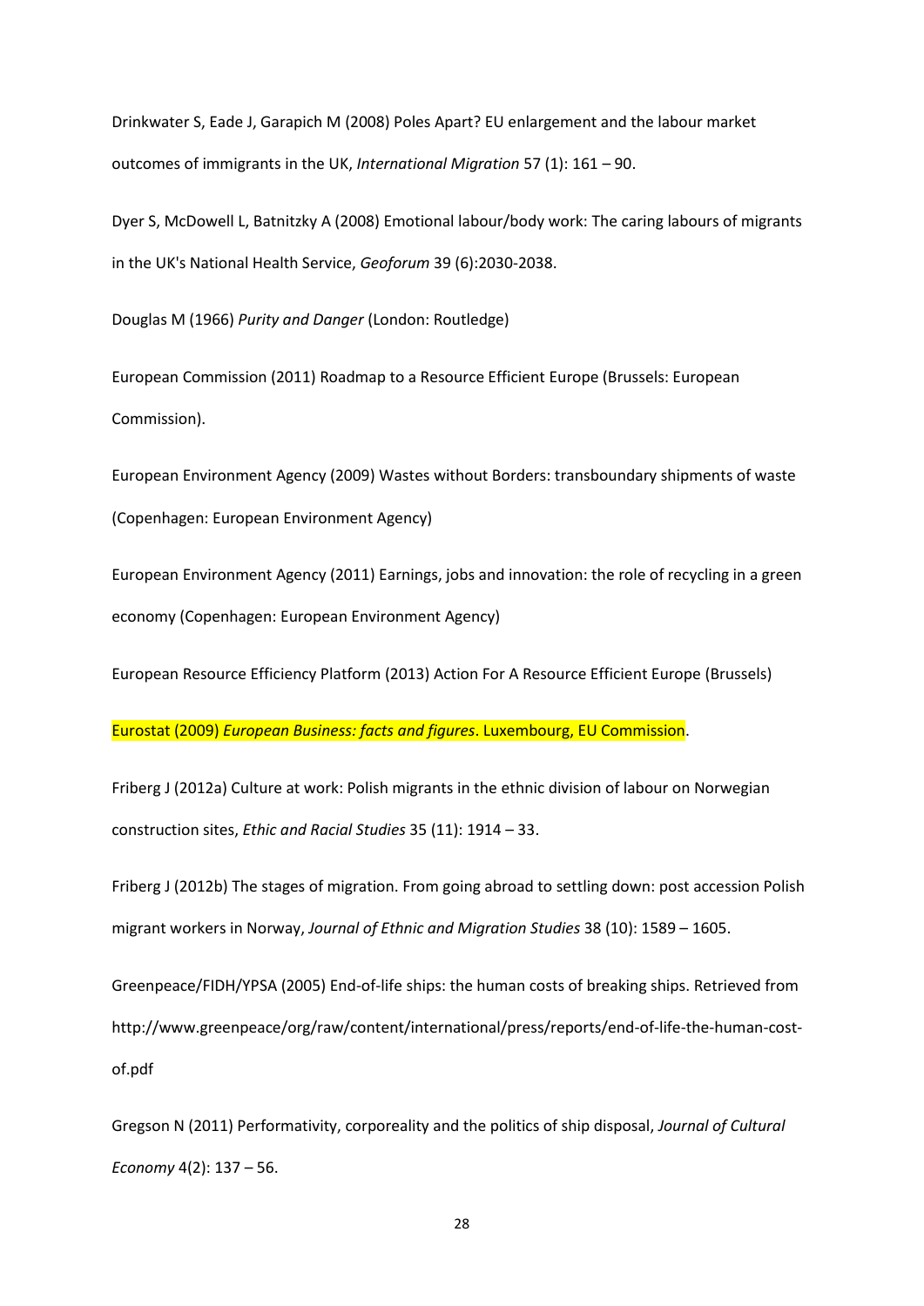Drinkwater S, Eade J, Garapich M (2008) Poles Apart? EU enlargement and the labour market outcomes of immigrants in the UK, *International Migration* 57 (1): 161 – 90.

Dyer S, McDowell L, Batnitzky A (2008) Emotional labour/body work: The caring labours of migrants in the UK's National Health Service, *Geoforum* 39 (6):2030-2038.

Douglas M (1966) *Purity and Danger* (London: Routledge)

European Commission (2011) Roadmap to a Resource Efficient Europe (Brussels: European Commission).

European Environment Agency (2009) Wastes without Borders: transboundary shipments of waste (Copenhagen: European Environment Agency)

European Environment Agency (2011) Earnings, jobs and innovation: the role of recycling in a green economy (Copenhagen: European Environment Agency)

European Resource Efficiency Platform (2013) Action For A Resource Efficient Europe (Brussels)

Eurostat (2009) *European Business: facts and figures*. Luxembourg, EU Commission.

Friberg J (2012a) Culture at work: Polish migrants in the ethnic division of labour on Norwegian construction sites, *Ethic and Racial Studies* 35 (11): 1914 – 33.

Friberg J (2012b) The stages of migration. From going abroad to settling down: post accession Polish migrant workers in Norway, *Journal of Ethnic and Migration Studies* 38 (10): 1589 – 1605.

Greenpeace/FIDH/YPSA (2005) End-of-life ships: the human costs of breaking ships. Retrieved from http://www.greenpeace/org/raw/content/international/press/reports/end-of-life-the-human-cost-of.pdf

Gregson N (2011) Performativity, corporeality and the politics of ship disposal, *Journal of Cultural Economy* 4(2): 137 – 56.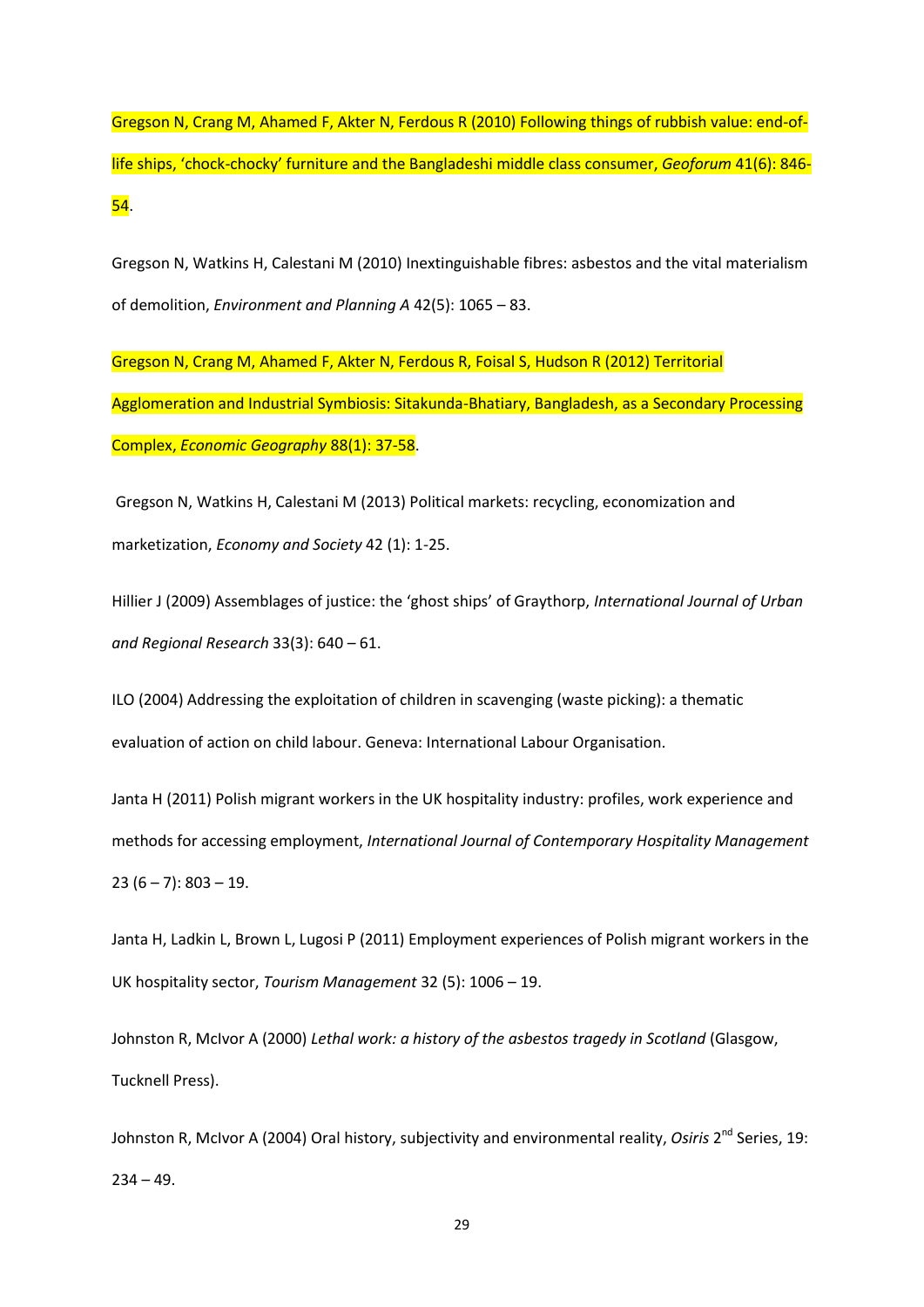Gregson N, Crang M, Ahamed F, Akter N, Ferdous R (2010) Following things of rubbish value: end-of-life ships, 'chock-chocky' furniture and the Bangladeshi middle class consumer, *Geoforum* 41(6): 846-54.

Gregson N, Watkins H, Calestani M (2010) Inextinguishable fibres: asbestos and the vital materialism of demolition, *Environment and Planning A* 42(5): 1065 – 83.

Gregson N, Crang M, Ahamed F, Akter N, Ferdous R, Foisal S, Hudson R (2012) Territorial Agglomeration and Industrial Symbiosis: Sitakunda-Bhatiary, Bangladesh, as a Secondary Processing Complex, *Economic Geography* 88(1): 37-58.

Gregson N, Watkins H, Calestani M (2013) Political markets: recycling, economization and marketization, *Economy and Society* 42 (1): 1-25.

Hillier J (2009) Assemblages of justice: the 'ghost ships' of Graythorp, *International Journal of Urban and Regional Research* 33(3): 640 – 61.

ILO (2004) Addressing the exploitation of children in scavenging (waste picking): a thematic evaluation of action on child labour. Geneva: International Labour Organisation.

Janta H (2011) Polish migrant workers in the UK hospitality industry: profiles, work experience and methods for accessing employment, *International Journal of Contemporary Hospitality Management* 23 (6 – 7): 803 – 19.

Janta H, Ladkin L, Brown L, Lugosi P (2011) Employment experiences of Polish migrant workers in the UK hospitality sector, *Tourism Management* 32 (5): 1006 – 19.

Johnston R, McIvor A (2000) *Lethal work: a history of the asbestos tragedy in Scotland* (Glasgow, Tucknell Press).

Johnston R, McIvor A (2004) Oral history, subjectivity and environmental reality, *Osiris* 2nd Series, 19: 234 – 49.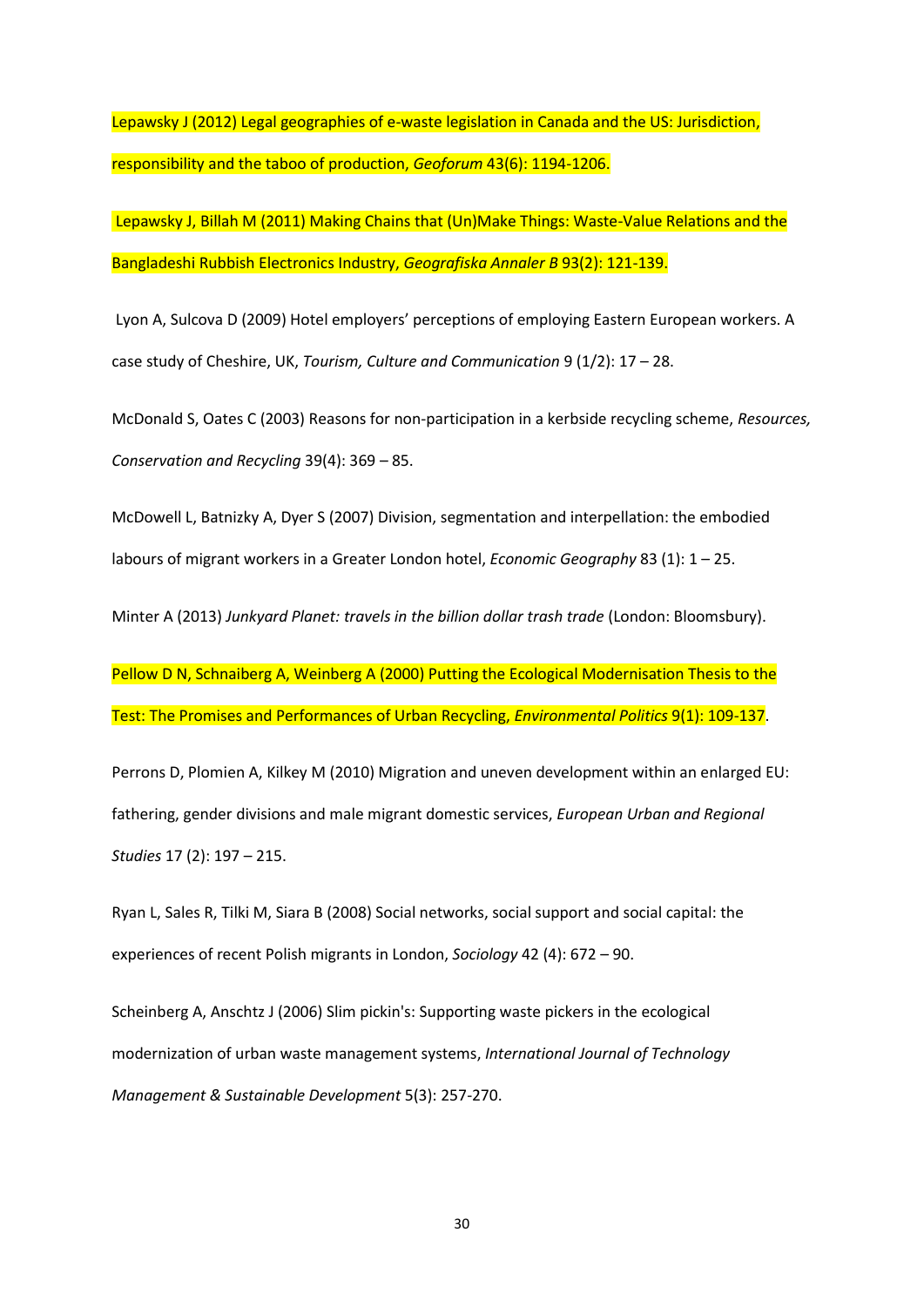Lepawsky J (2012) Legal geographies of e-waste legislation in Canada and the US: Jurisdiction, responsibility and the taboo of production, *Geoforum* 43(6): 1194-1206.

Lepawsky J, Billah M (2011) Making Chains that (Un)Make Things: Waste-Value Relations and the Bangladeshi Rubbish Electronics Industry, *Geografiska Annaler B* 93(2): 121-139.

Lyon A, Sulcova D (2009) Hotel employers' perceptions of employing Eastern European workers. A case study of Cheshire, UK, *Tourism, Culture and Communication* 9 (1/2): 17 – 28.

McDonald S, Oates C (2003) Reasons for non-participation in a kerbside recycling scheme, *Resources, Conservation and Recycling* 39(4): 369 – 85.

McDowell L, Batnizky A, Dyer S (2007) Division, segmentation and interpellation: the embodied labours of migrant workers in a Greater London hotel, *Economic Geography* 83 (1): 1 – 25.

Minter A (2013) *Junkyard Planet: travels in the billion dollar trash trade* (London: Bloomsbury).

Pellow D N, Schnaiberg A, Weinberg A (2000) Putting the Ecological Modernisation Thesis to the Test: The Promises and Performances of Urban Recycling, *Environmental Politics* 9(1): 109-137.

Perrons D, Plomien A, Kilkey M (2010) Migration and uneven development within an enlarged EU: fathering, gender divisions and male migrant domestic services, *European Urban and Regional Studies* 17 (2): 197 – 215.

Ryan L, Sales R, Tilki M, Siara B (2008) Social networks, social support and social capital: the experiences of recent Polish migrants in London, *Sociology* 42 (4): 672 – 90.

Scheinberg A, Anschtz J (2006) Slim pickin's: Supporting waste pickers in the ecological modernization of urban waste management systems, *International Journal of Technology Management & Sustainable Development* 5(3): 257-270.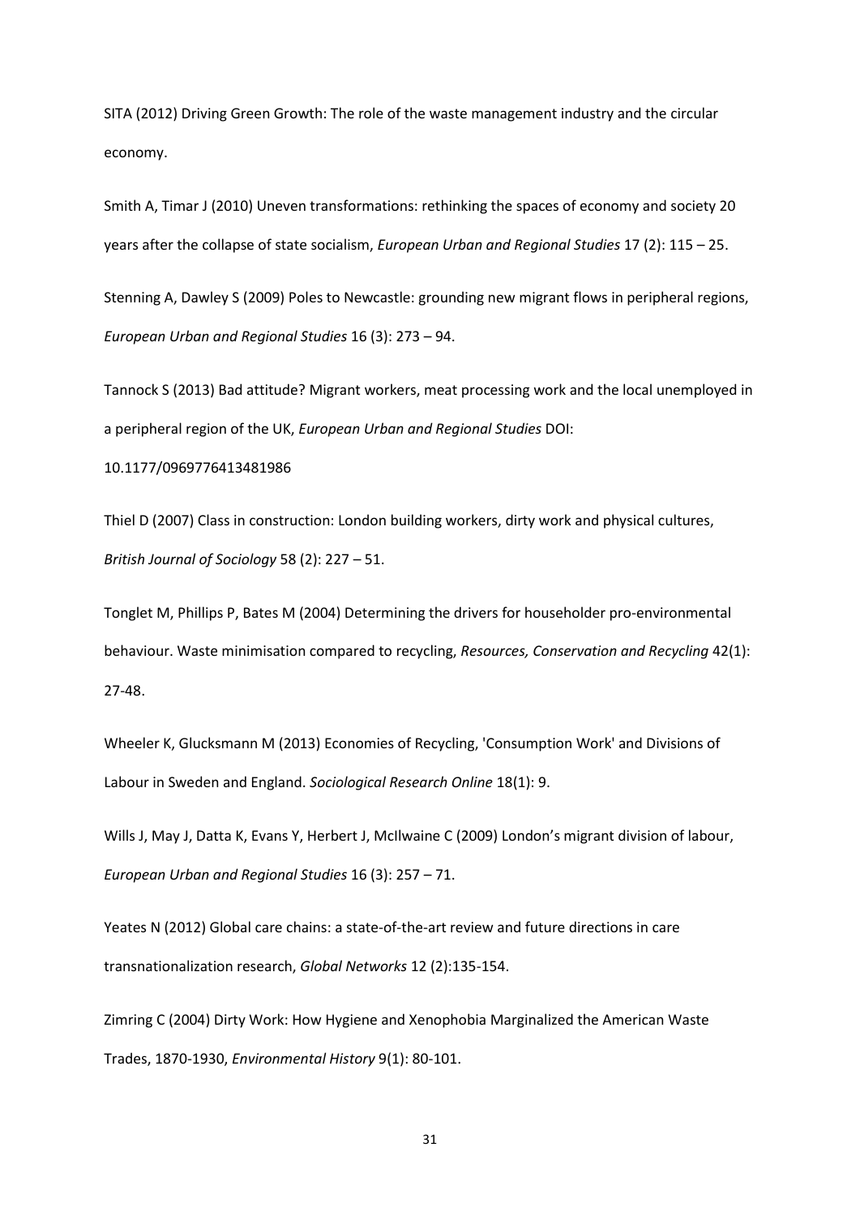SITA (2012) Driving Green Growth: The role of the waste management industry and the circular economy.

Smith A, Timar J (2010) Uneven transformations: rethinking the spaces of economy and society 20 years after the collapse of state socialism, *European Urban and Regional Studies* 17 (2): 115 – 25.

Stenning A, Dawley S (2009) Poles to Newcastle: grounding new migrant flows in peripheral regions, *European Urban and Regional Studies* 16 (3): 273 – 94.

Tannock S (2013) Bad attitude? Migrant workers, meat processing work and the local unemployed in a peripheral region of the UK, *European Urban and Regional Studies* DOI: 10.1177/0969776413481986

Thiel D (2007) Class in construction: London building workers, dirty work and physical cultures, *British Journal of Sociology* 58 (2): 227 – 51.

Tonglet M, Phillips P, Bates M (2004) Determining the drivers for householder pro-environmental behaviour. Waste minimisation compared to recycling, *Resources, Conservation and Recycling* 42(1): 27-48.

Wheeler K, Glucksmann M (2013) Economies of Recycling, 'Consumption Work' and Divisions of Labour in Sweden and England. *Sociological Research Online* 18(1): 9.

Wills J, May J, Datta K, Evans Y, Herbert J, McIlwaine C (2009) London's migrant division of labour, *European Urban and Regional Studies* 16 (3): 257 – 71.

Yeates N (2012) Global care chains: a state-of-the-art review and future directions in care transnationalization research, *Global Networks* 12 (2):135-154.

Zimring C (2004) Dirty Work: How Hygiene and Xenophobia Marginalized the American Waste Trades, 1870-1930, *Environmental History* 9(1): 80-101.